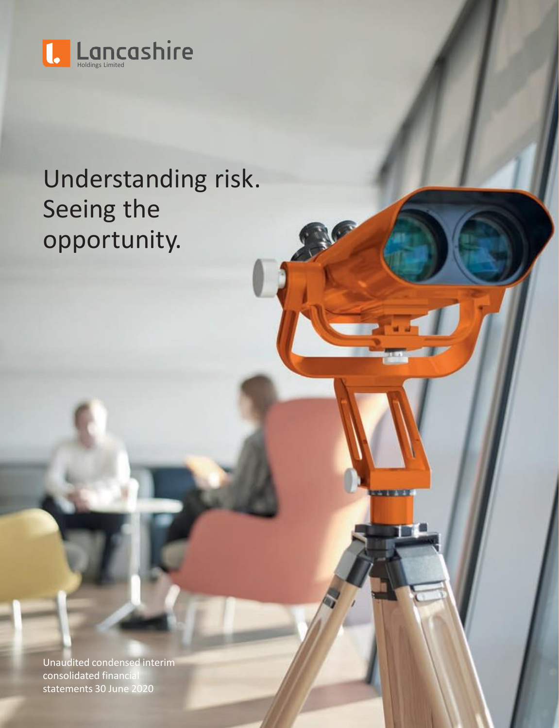Lancashire

Holdings Limited

# Understanding risk. Seeing the opportunity.

Unaudited condensed interim consolidated financial statements 30 June 2020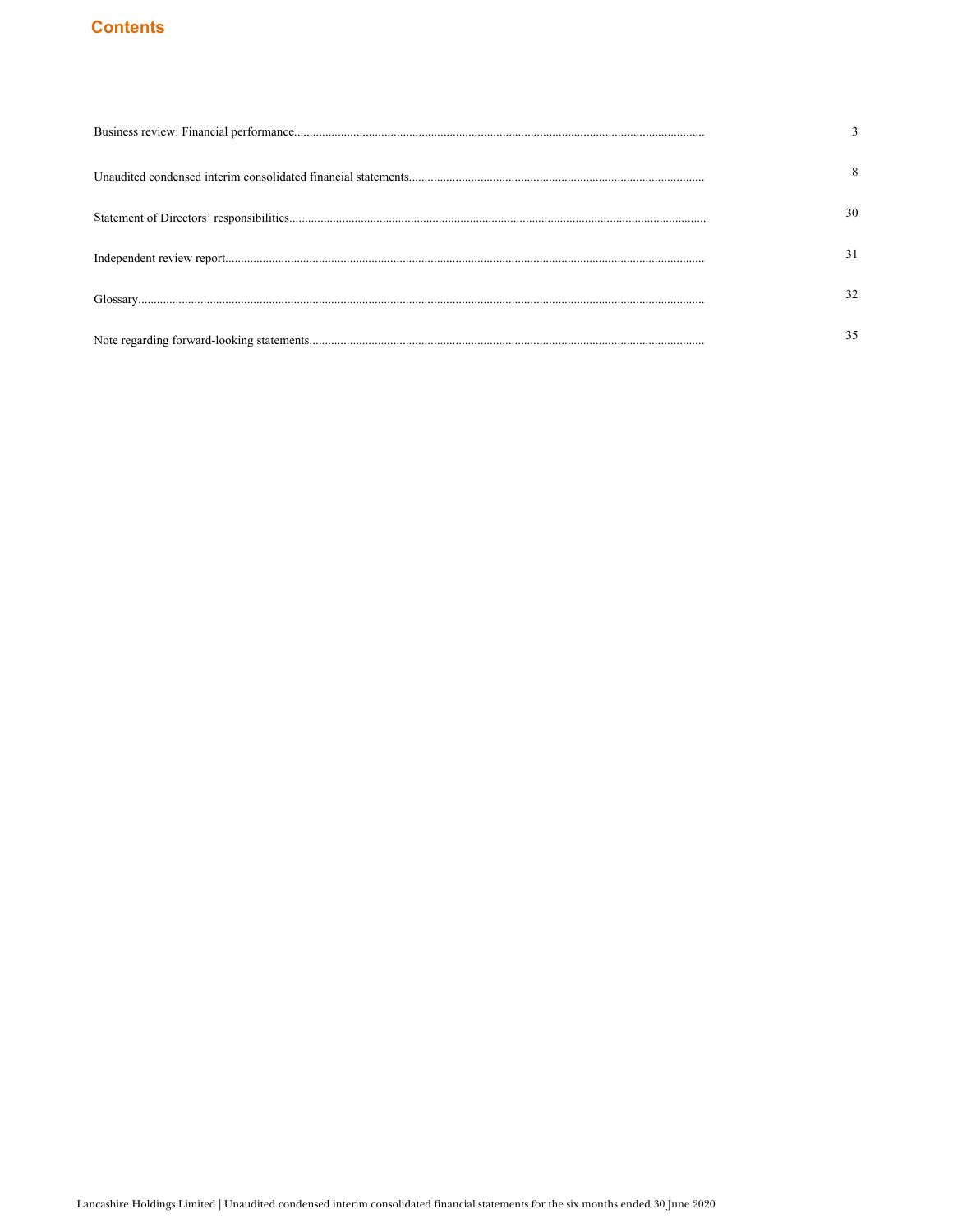# Contents

| | |
|---|---|
| Business review: Financial performance | 3 |
| Unaudited condensed interim consolidated financial statements | 8 |
| Statement of Directors' responsibilities | 30 |
| Independent review report | 31 |
| Glossary | 32 |
| Note regarding forward-looking statements | 35 |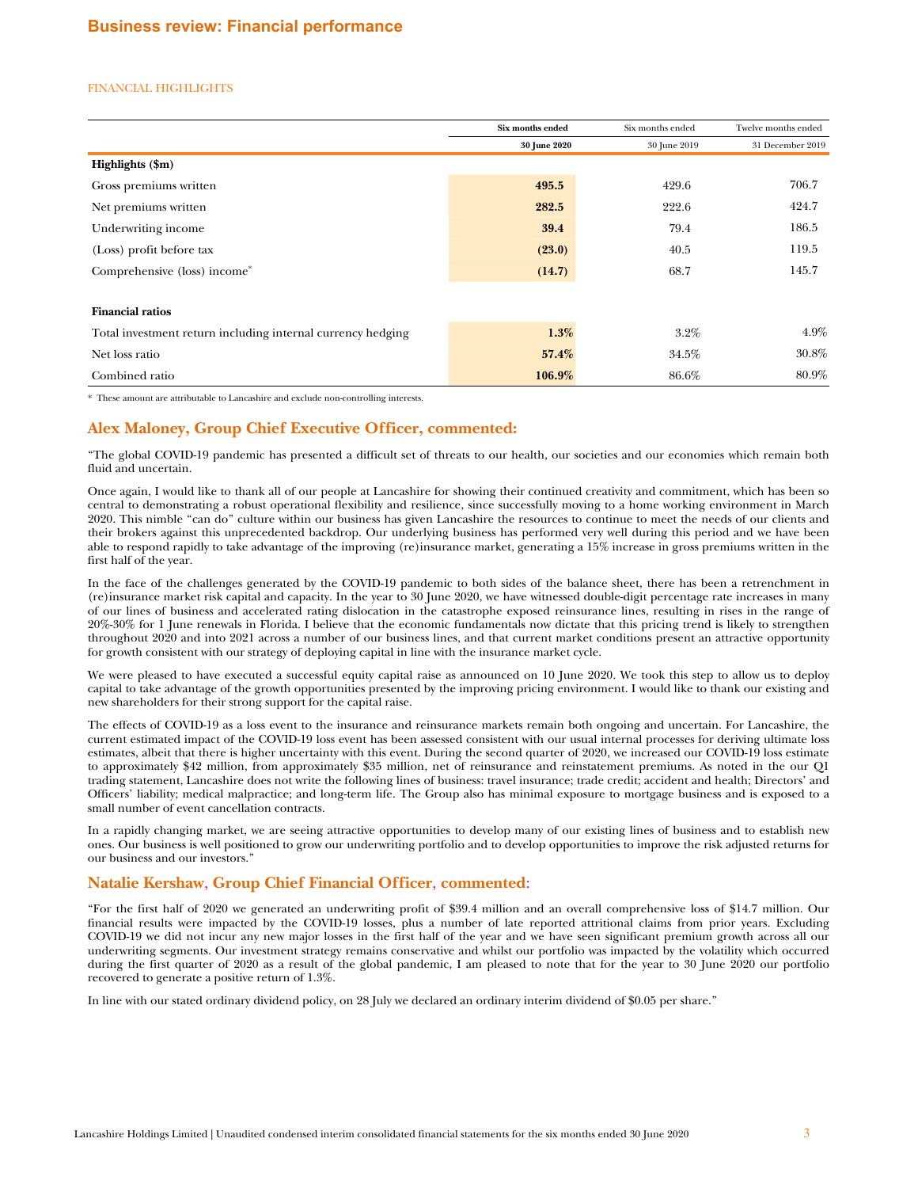## Business review: Financial performance

FINANCIAL HIGHLIGHTS

| | Six months ended 30 June 2020 | Six months ended 30 June 2019 | Twelve months ended 31 December 2019 |
|---|---|---|---|
| **Highlights ($m)** | | | |
| Gross premiums written | **495.5** | 429.6 | 706.7 |
| Net premiums written | **282.5** | 222.6 | 424.7 |
| Underwriting income | **39.4** | 79.4 | 186.5 |
| (Loss) profit before tax | **(23.0)** | 40.5 | 119.5 |
| Comprehensive (loss) income* | **(14.7)** | 68.7 | 145.7 |
| | | | |
| **Financial ratios** | | | |
| Total investment return including internal currency hedging | **1.3%** | 3.2% | 4.9% |
| Net loss ratio | **57.4%** | 34.5% | 30.8% |
| Combined ratio | **106.9%** | 86.6% | 80.9% |

\* These amount are attributable to Lancashire and exclude non-controlling interests.

### Alex Maloney, Group Chief Executive Officer, commented:

"The global COVID-19 pandemic has presented a difficult set of threats to our health, our societies and our economies which remain both fluid and uncertain.

Once again, I would like to thank all of our people at Lancashire for showing their continued creativity and commitment, which has been so central to demonstrating a robust operational flexibility and resilience, since successfully moving to a home working environment in March 2020. This nimble "can do" culture within our business has given Lancashire the resources to continue to meet the needs of our clients and their brokers against this unprecedented backdrop. Our underlying business has performed very well during this period and we have been able to respond rapidly to take advantage of the improving (re)insurance market, generating a 15% increase in gross premiums written in the first half of the year.

In the face of the challenges generated by the COVID-19 pandemic to both sides of the balance sheet, there has been a retrenchment in (re)insurance market risk capital and capacity. In the year to 30 June 2020, we have witnessed double-digit percentage rate increases in many of our lines of business and accelerated rating dislocation in the catastrophe exposed reinsurance lines, resulting in rises in the range of 20%-30% for 1 June renewals in Florida. I believe that the economic fundamentals now dictate that this pricing trend is likely to strengthen throughout 2020 and into 2021 across a number of our business lines, and that current market conditions present an attractive opportunity for growth consistent with our strategy of deploying capital in line with the insurance market cycle.

We were pleased to have executed a successful equity capital raise as announced on 10 June 2020. We took this step to allow us to deploy capital to take advantage of the growth opportunities presented by the improving pricing environment. I would like to thank our existing and new shareholders for their strong support for the capital raise.

The effects of COVID-19 as a loss event to the insurance and reinsurance markets remain both ongoing and uncertain. For Lancashire, the current estimated impact of the COVID-19 loss event has been assessed consistent with our usual internal processes for deriving ultimate loss estimates, albeit that there is higher uncertainty with this event. During the second quarter of 2020, we increased our COVID-19 loss estimate to approximately $42 million, from approximately $35 million, net of reinsurance and reinstatement premiums. As noted in the our Q1 trading statement, Lancashire does not write the following lines of business: travel insurance; trade credit; accident and health; Directors' and Officers' liability; medical malpractice; and long-term life. The Group also has minimal exposure to mortgage business and is exposed to a small number of event cancellation contracts.

In a rapidly changing market, we are seeing attractive opportunities to develop many of our existing lines of business and to establish new ones. Our business is well positioned to grow our underwriting portfolio and to develop opportunities to improve the risk adjusted returns for our business and our investors."

### Natalie Kershaw, Group Chief Financial Officer, commented:

"For the first half of 2020 we generated an underwriting profit of $39.4 million and an overall comprehensive loss of $14.7 million. Our financial results were impacted by the COVID-19 losses, plus a number of late reported attritional claims from prior years. Excluding COVID-19 we did not incur any new major losses in the first half of the year and we have seen significant premium growth across all our underwriting segments. Our investment strategy remains conservative and whilst our portfolio was impacted by the volatility which occurred during the first quarter of 2020 as a result of the global pandemic, I am pleased to note that for the year to 30 June 2020 our portfolio recovered to generate a positive return of 1.3%.

In line with our stated ordinary dividend policy, on 28 July we declared an ordinary interim dividend of $0.05 per share."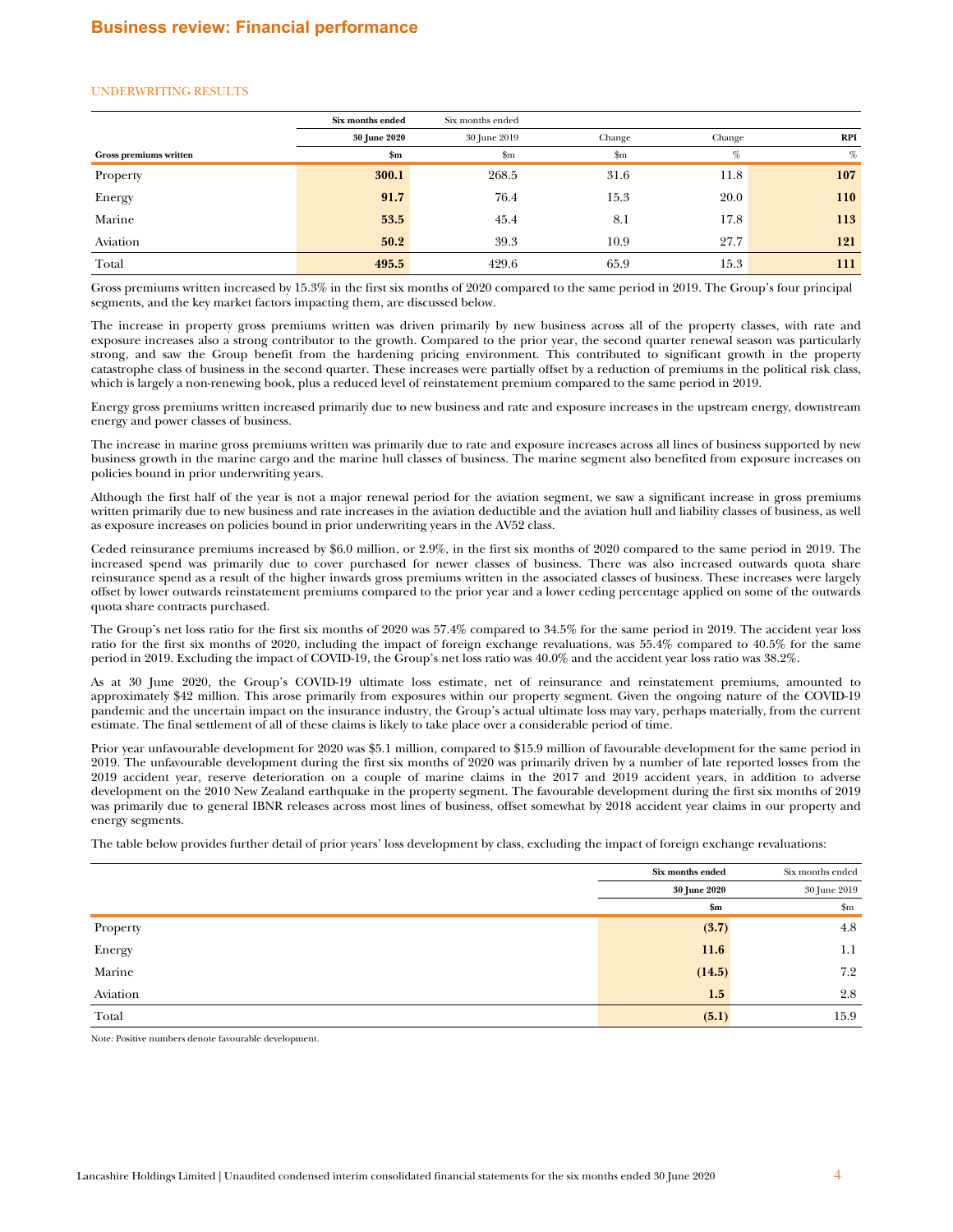## Business review: Financial performance

### UNDERWRITING RESULTS

| | Six months ended | Six months ended | | | |
|---|---|---|---|---|---|
| | **30 June 2020** | 30 June 2019 | Change | Change | **RPI** |
| **Gross premiums written** | **$m** | $m | $m | % | % |
| Property | **300.1** | 268.5 | 31.6 | 11.8 | **107** |
| Energy | **91.7** | 76.4 | 15.3 | 20.0 | **110** |
| Marine | **53.5** | 45.4 | 8.1 | 17.8 | **113** |
| Aviation | **50.2** | 39.3 | 10.9 | 27.7 | **121** |
| Total | **495.5** | 429.6 | 65.9 | 15.3 | **111** |

Gross premiums written increased by 15.3% in the first six months of 2020 compared to the same period in 2019. The Group's four principal segments, and the key market factors impacting them, are discussed below.

The increase in property gross premiums written was driven primarily by new business across all of the property classes, with rate and exposure increases also a strong contributor to the growth. Compared to the prior year, the second quarter renewal season was particularly strong, and saw the Group benefit from the hardening pricing environment. This contributed to significant growth in the property catastrophe class of business in the second quarter. These increases were partially offset by a reduction of premiums in the political risk class, which is largely a non-renewing book, plus a reduced level of reinstatement premium compared to the same period in 2019.

Energy gross premiums written increased primarily due to new business and rate and exposure increases in the upstream energy, downstream energy and power classes of business.

The increase in marine gross premiums written was primarily due to rate and exposure increases across all lines of business supported by new business growth in the marine cargo and the marine hull classes of business. The marine segment also benefited from exposure increases on policies bound in prior underwriting years.

Although the first half of the year is not a major renewal period for the aviation segment, we saw a significant increase in gross premiums written primarily due to new business and rate increases in the aviation deductible and the aviation hull and liability classes of business, as well as exposure increases on policies bound in prior underwriting years in the AV52 class.

Ceded reinsurance premiums increased by $6.0 million, or 2.9%, in the first six months of 2020 compared to the same period in 2019. The increased spend was primarily due to cover purchased for newer classes of business. There was also increased outwards quota share reinsurance spend as a result of the higher inwards gross premiums written in the associated classes of business. These increases were largely offset by lower outwards reinstatement premiums compared to the prior year and a lower ceding percentage applied on some of the outwards quota share contracts purchased.

The Group's net loss ratio for the first six months of 2020 was 57.4% compared to 34.5% for the same period in 2019. The accident year loss ratio for the first six months of 2020, including the impact of foreign exchange revaluations, was 55.4% compared to 40.5% for the same period in 2019. Excluding the impact of COVID-19, the Group's net loss ratio was 40.0% and the accident year loss ratio was 38.2%.

As at 30 June 2020, the Group's COVID-19 ultimate loss estimate, net of reinsurance and reinstatement premiums, amounted to approximately $42 million. This arose primarily from exposures within our property segment. Given the ongoing nature of the COVID-19 pandemic and the uncertain impact on the insurance industry, the Group's actual ultimate loss may vary, perhaps materially, from the current estimate. The final settlement of all of these claims is likely to take place over a considerable period of time.

Prior year unfavourable development for 2020 was $5.1 million, compared to $15.9 million of favourable development for the same period in 2019. The unfavourable development during the first six months of 2020 was primarily driven by a number of late reported losses from the 2019 accident year, reserve deterioration on a couple of marine claims in the 2017 and 2019 accident years, in addition to adverse development on the 2010 New Zealand earthquake in the property segment. The favourable development during the first six months of 2019 was primarily due to general IBNR releases across most lines of business, offset somewhat by 2018 accident year claims in our property and energy segments.

The table below provides further detail of prior years' loss development by class, excluding the impact of foreign exchange revaluations:

| | Six months ended | Six months ended |
|---|---|---|
| | **30 June 2020** | 30 June 2019 |
| | **$m** | $m |
| Property | **(3.7)** | 4.8 |
| Energy | **11.6** | 1.1 |
| Marine | **(14.5)** | 7.2 |
| Aviation | **1.5** | 2.8 |
| Total | **(5.1)** | 15.9 |

Note: Positive numbers denote favourable development.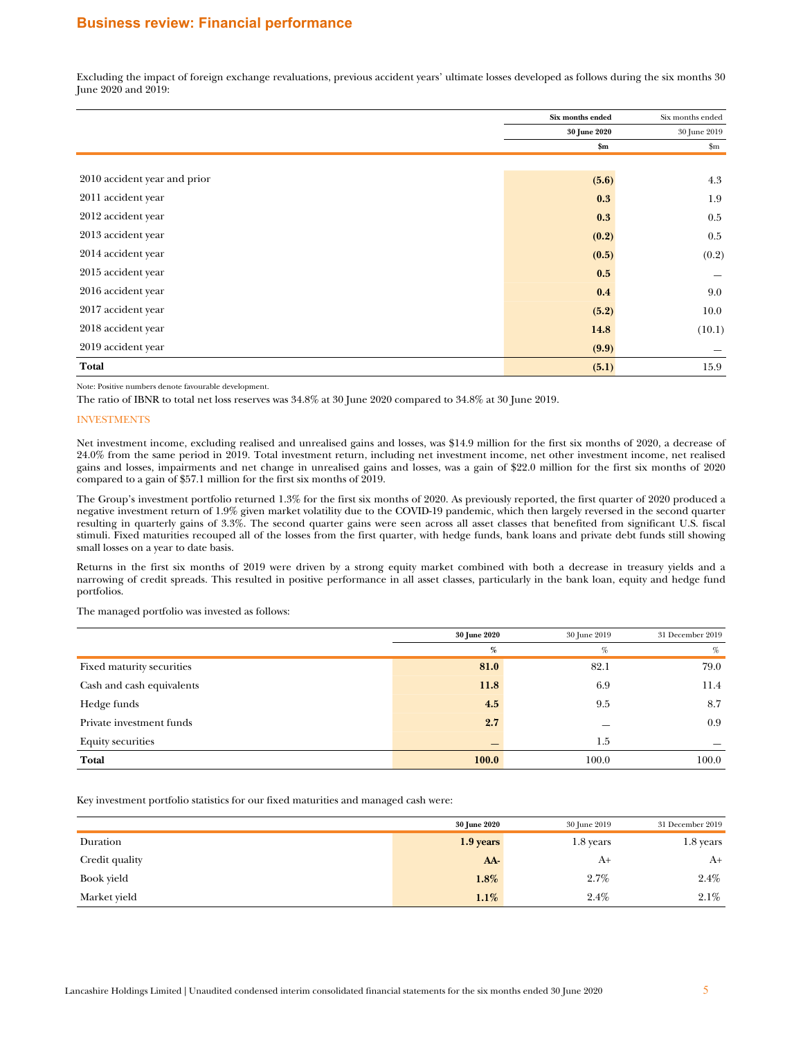## Business review: Financial performance

Excluding the impact of foreign exchange revaluations, previous accident years' ultimate losses developed as follows during the six months 30 June 2020 and 2019:

| | Six months ended 30 June 2020 $m | Six months ended 30 June 2019 $m |
|---|---|---|
| 2010 accident year and prior | **(5.6)** | 4.3 |
| 2011 accident year | **0.3** | 1.9 |
| 2012 accident year | **0.3** | 0.5 |
| 2013 accident year | **(0.2)** | 0.5 |
| 2014 accident year | **(0.5)** | (0.2) |
| 2015 accident year | **0.5** | — |
| 2016 accident year | **0.4** | 9.0 |
| 2017 accident year | **(5.2)** | 10.0 |
| 2018 accident year | **14.8** | (10.1) |
| 2019 accident year | **(9.9)** | — |
| **Total** | **(5.1)** | 15.9 |

Note: Positive numbers denote favourable development.

The ratio of IBNR to total net loss reserves was 34.8% at 30 June 2020 compared to 34.8% at 30 June 2019.

### INVESTMENTS

Net investment income, excluding realised and unrealised gains and losses, was $14.9 million for the first six months of 2020, a decrease of 24.0% from the same period in 2019. Total investment return, including net investment income, net other investment income, net realised gains and losses, impairments and net change in unrealised gains and losses, was a gain of $22.0 million for the first six months of 2020 compared to a gain of $57.1 million for the first six months of 2019.

The Group's investment portfolio returned 1.3% for the first six months of 2020. As previously reported, the first quarter of 2020 produced a negative investment return of 1.9% given market volatility due to the COVID-19 pandemic, which then largely reversed in the second quarter resulting in quarterly gains of 3.3%. The second quarter gains were seen across all asset classes that benefited from significant U.S. fiscal stimuli. Fixed maturities recouped all of the losses from the first quarter, with hedge funds, bank loans and private debt funds still showing small losses on a year to date basis.

Returns in the first six months of 2019 were driven by a strong equity market combined with both a decrease in treasury yields and a narrowing of credit spreads. This resulted in positive performance in all asset classes, particularly in the bank loan, equity and hedge fund portfolios.

The managed portfolio was invested as follows:

| | 30 June 2020 % | 30 June 2019 % | 31 December 2019 % |
|---|---|---|---|
| Fixed maturity securities | **81.0** | 82.1 | 79.0 |
| Cash and cash equivalents | **11.8** | 6.9 | 11.4 |
| Hedge funds | **4.5** | 9.5 | 8.7 |
| Private investment funds | **2.7** | — | 0.9 |
| Equity securities | **—** | 1.5 | — |
| **Total** | **100.0** | 100.0 | 100.0 |

Key investment portfolio statistics for our fixed maturities and managed cash were:

| | 30 June 2020 | 30 June 2019 | 31 December 2019 |
|---|---|---|---|
| Duration | **1.9 years** | 1.8 years | 1.8 years |
| Credit quality | **AA-** | A+ | A+ |
| Book yield | **1.8%** | 2.7% | 2.4% |
| Market yield | **1.1%** | 2.4% | 2.1% |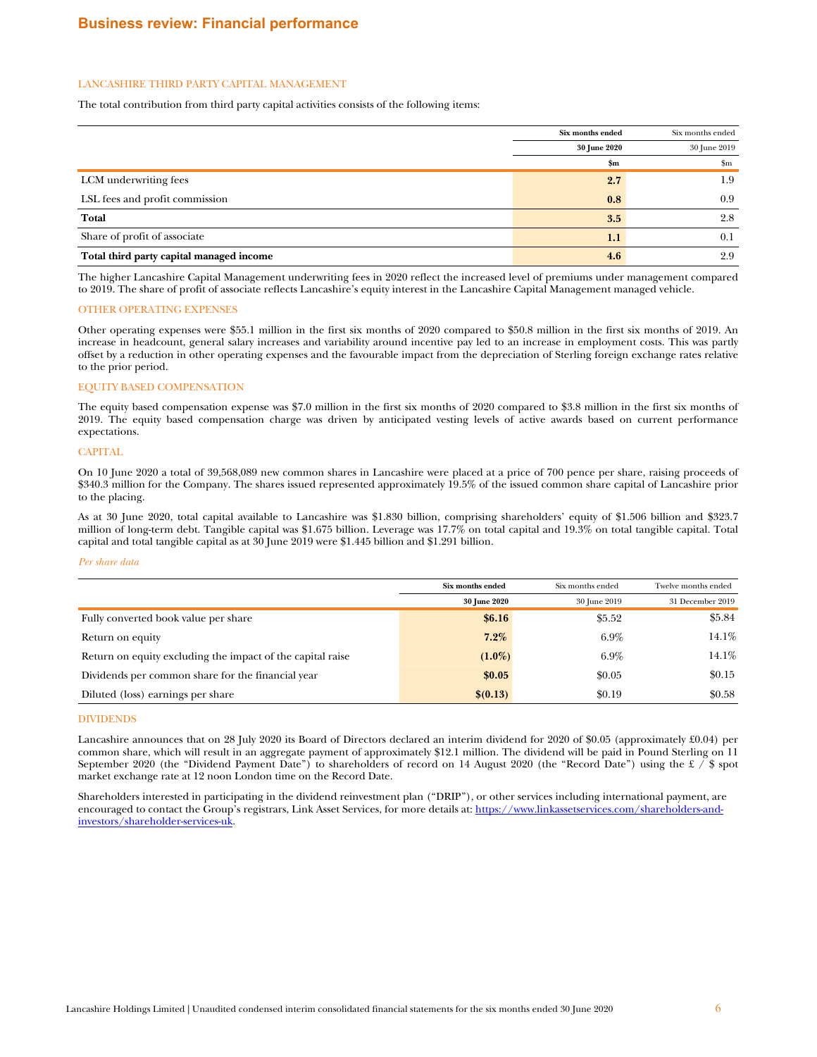# Business review: Financial performance

## LANCASHIRE THIRD PARTY CAPITAL MANAGEMENT

The total contribution from third party capital activities consists of the following items:

| | Six months ended 30 June 2020 $m | Six months ended 30 June 2019 $m |
|---|---|---|
| LCM underwriting fees | **2.7** | 1.9 |
| LSL fees and profit commission | **0.8** | 0.9 |
| **Total** | **3.5** | 2.8 |
| Share of profit of associate | **1.1** | 0.1 |
| **Total third party capital managed income** | **4.6** | 2.9 |

The higher Lancashire Capital Management underwriting fees in 2020 reflect the increased level of premiums under management compared to 2019. The share of profit of associate reflects Lancashire's equity interest in the Lancashire Capital Management managed vehicle.

## OTHER OPERATING EXPENSES

Other operating expenses were $55.1 million in the first six months of 2020 compared to $50.8 million in the first six months of 2019. An increase in headcount, general salary increases and variability around incentive pay led to an increase in employment costs. This was partly offset by a reduction in other operating expenses and the favourable impact from the depreciation of Sterling foreign exchange rates relative to the prior period.

## EQUITY BASED COMPENSATION

The equity based compensation expense was $7.0 million in the first six months of 2020 compared to $3.8 million in the first six months of 2019. The equity based compensation charge was driven by anticipated vesting levels of active awards based on current performance expectations.

## CAPITAL

On 10 June 2020 a total of 39,568,089 new common shares in Lancashire were placed at a price of 700 pence per share, raising proceeds of $340.3 million for the Company. The shares issued represented approximately 19.5% of the issued common share capital of Lancashire prior to the placing.

As at 30 June 2020, total capital available to Lancashire was $1.830 billion, comprising shareholders' equity of $1.506 billion and $323.7 million of long-term debt. Tangible capital was $1.675 billion. Leverage was 17.7% on total capital and 19.3% on total tangible capital. Total capital and total tangible capital as at 30 June 2019 were $1.445 billion and $1.291 billion.

*Per share data*

| | Six months ended 30 June 2020 | Six months ended 30 June 2019 | Twelve months ended 31 December 2019 |
|---|---|---|---|
| Fully converted book value per share | **$6.16** | $5.52 | $5.84 |
| Return on equity | **7.2%** | 6.9% | 14.1% |
| Return on equity excluding the impact of the capital raise | **(1.0%)** | 6.9% | 14.1% |
| Dividends per common share for the financial year | **$0.05** | $0.05 | $0.15 |
| Diluted (loss) earnings per share | **$(0.13)** | $0.19 | $0.58 |

## DIVIDENDS

Lancashire announces that on 28 July 2020 its Board of Directors declared an interim dividend for 2020 of $0.05 (approximately £0.04) per common share, which will result in an aggregate payment of approximately $12.1 million. The dividend will be paid in Pound Sterling on 11 September 2020 (the "Dividend Payment Date") to shareholders of record on 14 August 2020 (the "Record Date") using the £ / $ spot market exchange rate at 12 noon London time on the Record Date.

Shareholders interested in participating in the dividend reinvestment plan ("DRIP"), or other services including international payment, are encouraged to contact the Group's registrars, Link Asset Services, for more details at: https://www.linkassetservices.com/shareholders-and-investors/shareholder-services-uk.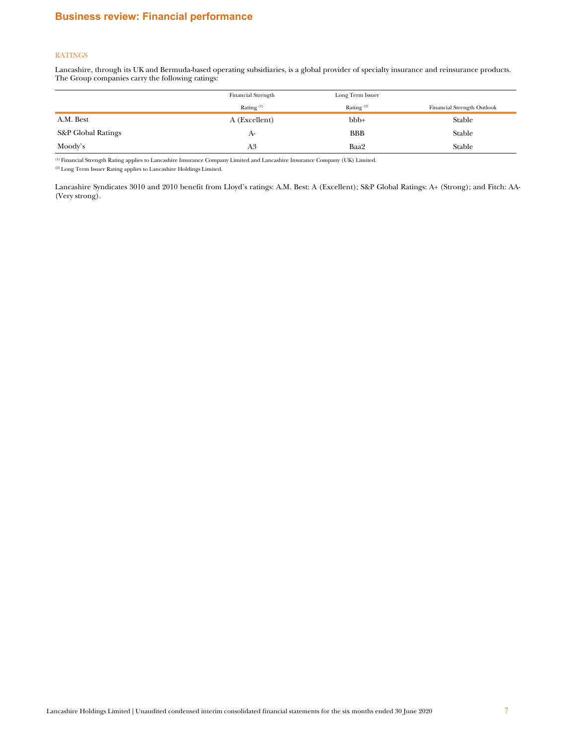# Business review: Financial performance

## RATINGS

Lancashire, through its UK and Bermuda-based operating subsidiaries, is a global provider of specialty insurance and reinsurance products. The Group companies carry the following ratings:

| | Financial Strength Rating [1] | Long Term Issuer Rating [2] | Financial Strength Outlook |
|---|---|---|---|
| A.M. Best | A (Excellent) | bbb+ | Stable |
| S&P Global Ratings | A- | BBB | Stable |
| Moody's | A3 | Baa2 | Stable |

[1] Financial Strength Rating applies to Lancashire Insurance Company Limited and Lancashire Insurance Company (UK) Limited.

[2] Long Term Issuer Rating applies to Lancashire Holdings Limited.

Lancashire Syndicates 3010 and 2010 benefit from Lloyd's ratings: A.M. Best: A (Excellent); S&P Global Ratings: A+ (Strong); and Fitch: AA- (Very strong).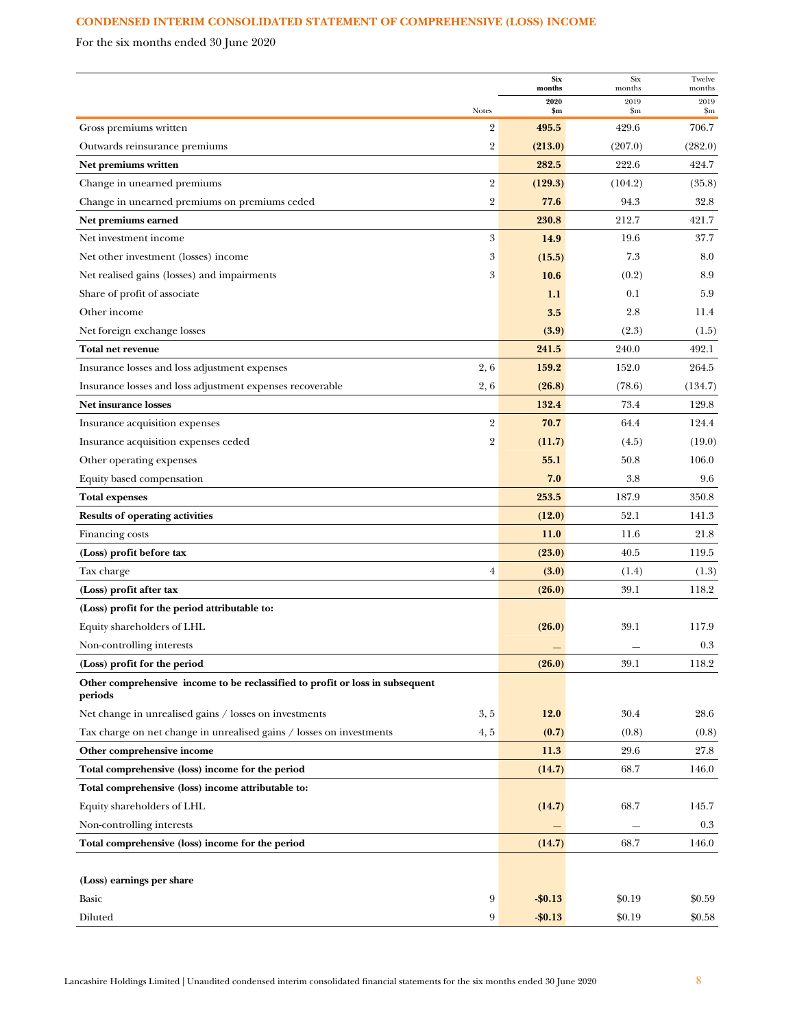## CONDENSED INTERIM CONSOLIDATED STATEMENT OF COMPREHENSIVE (LOSS) INCOME

For the six months ended 30 June 2020

| | Notes | **Six months 2020 $m** | Six months 2019 $m | Twelve months 2019 $m |
|---|---|---|---|---|
| Gross premiums written | 2 | **495.5** | 429.6 | 706.7 |
| Outwards reinsurance premiums | 2 | **(213.0)** | (207.0) | (282.0) |
| **Net premiums written** | | **282.5** | 222.6 | 424.7 |
| Change in unearned premiums | 2 | **(129.3)** | (104.2) | (35.8) |
| Change in unearned premiums on premiums ceded | 2 | **77.6** | 94.3 | 32.8 |
| **Net premiums earned** | | **230.8** | 212.7 | 421.7 |
| Net investment income | 3 | **14.9** | 19.6 | 37.7 |
| Net other investment (losses) income | 3 | **(15.5)** | 7.3 | 8.0 |
| Net realised gains (losses) and impairments | 3 | **10.6** | (0.2) | 8.9 |
| Share of profit of associate | | **1.1** | 0.1 | 5.9 |
| Other income | | **3.5** | 2.8 | 11.4 |
| Net foreign exchange losses | | **(3.9)** | (2.3) | (1.5) |
| **Total net revenue** | | **241.5** | 240.0 | 492.1 |
| Insurance losses and loss adjustment expenses | 2, 6 | **159.2** | 152.0 | 264.5 |
| Insurance losses and loss adjustment expenses recoverable | 2, 6 | **(26.8)** | (78.6) | (134.7) |
| **Net insurance losses** | | **132.4** | 73.4 | 129.8 |
| Insurance acquisition expenses | 2 | **70.7** | 64.4 | 124.4 |
| Insurance acquisition expenses ceded | 2 | **(11.7)** | (4.5) | (19.0) |
| Other operating expenses | | **55.1** | 50.8 | 106.0 |
| Equity based compensation | | **7.0** | 3.8 | 9.6 |
| **Total expenses** | | **253.5** | 187.9 | 350.8 |
| **Results of operating activities** | | **(12.0)** | 52.1 | 141.3 |
| Financing costs | | **11.0** | 11.6 | 21.8 |
| **(Loss) profit before tax** | | **(23.0)** | 40.5 | 119.5 |
| Tax charge | 4 | **(3.0)** | (1.4) | (1.3) |
| **(Loss) profit after tax** | | **(26.0)** | 39.1 | 118.2 |
| **(Loss) profit for the period attributable to:** | | | | |
| Equity shareholders of LHL | | **(26.0)** | 39.1 | 117.9 |
| Non-controlling interests | | **—** | — | 0.3 |
| **(Loss) profit for the period** | | **(26.0)** | 39.1 | 118.2 |
| **Other comprehensive income to be reclassified to profit or loss in subsequent periods** | | | | |
| Net change in unrealised gains / losses on investments | 3, 5 | **12.0** | 30.4 | 28.6 |
| Tax charge on net change in unrealised gains / losses on investments | 4, 5 | **(0.7)** | (0.8) | (0.8) |
| **Other comprehensive income** | | **11.3** | 29.6 | 27.8 |
| **Total comprehensive (loss) income for the period** | | **(14.7)** | 68.7 | 146.0 |
| **Total comprehensive (loss) income attributable to:** | | | | |
| Equity shareholders of LHL | | **(14.7)** | 68.7 | 145.7 |
| Non-controlling interests | | **—** | — | 0.3 |
| **Total comprehensive (loss) income for the period** | | **(14.7)** | 68.7 | 146.0 |
| | | | | |
| **(Loss) earnings per share** | | | | |
| Basic | 9 | **-$0.13** | $0.19 | $0.59 |
| Diluted | 9 | **-$0.13** | $0.19 | $0.58 |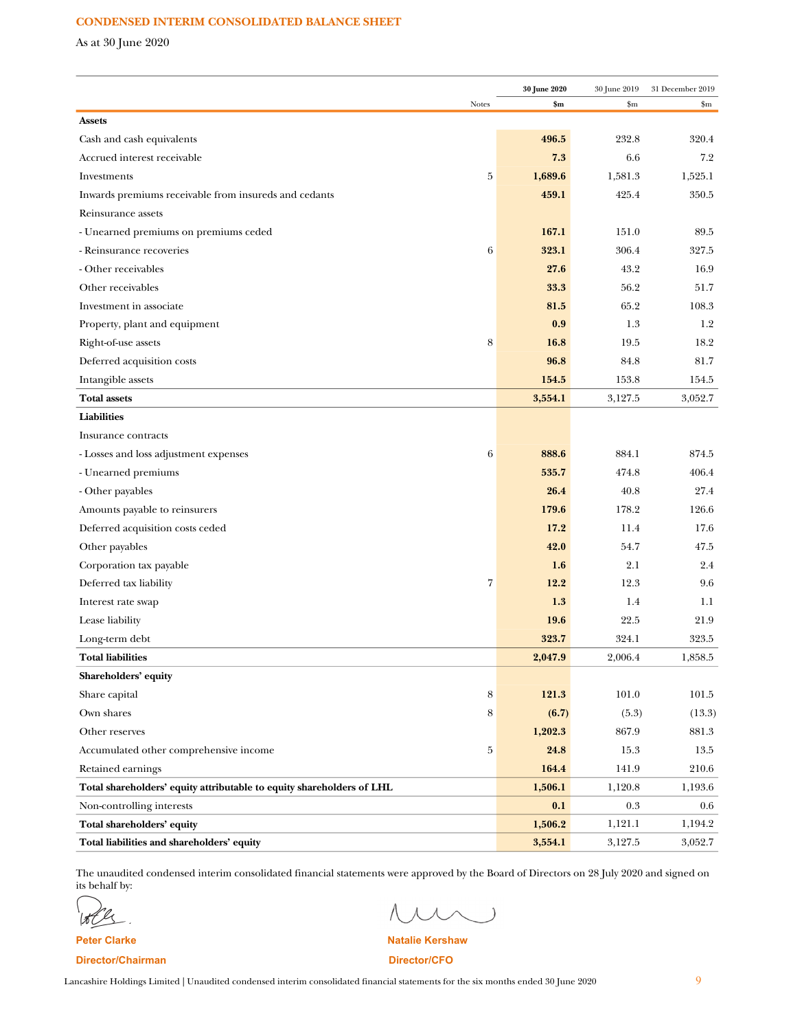## CONDENSED INTERIM CONSOLIDATED BALANCE SHEET

As at 30 June 2020

| | Notes | 30 June 2020 $m | 30 June 2019 $m | 31 December 2019 $m |
|---|---|---|---|---|
| **Assets** | | | | |
| Cash and cash equivalents | | **496.5** | 232.8 | 320.4 |
| Accrued interest receivable | | **7.3** | 6.6 | 7.2 |
| Investments | 5 | **1,689.6** | 1,581.3 | 1,525.1 |
| Inwards premiums receivable from insureds and cedants | | **459.1** | 425.4 | 350.5 |
| Reinsurance assets | | | | |
| - Unearned premiums on premiums ceded | | **167.1** | 151.0 | 89.5 |
| - Reinsurance recoveries | 6 | **323.1** | 306.4 | 327.5 |
| - Other receivables | | **27.6** | 43.2 | 16.9 |
| Other receivables | | **33.3** | 56.2 | 51.7 |
| Investment in associate | | **81.5** | 65.2 | 108.3 |
| Property, plant and equipment | | **0.9** | 1.3 | 1.2 |
| Right-of-use assets | 8 | **16.8** | 19.5 | 18.2 |
| Deferred acquisition costs | | **96.8** | 84.8 | 81.7 |
| Intangible assets | | **154.5** | 153.8 | 154.5 |
| **Total assets** | | **3,554.1** | 3,127.5 | 3,052.7 |
| **Liabilities** | | | | |
| Insurance contracts | | | | |
| - Losses and loss adjustment expenses | 6 | **888.6** | 884.1 | 874.5 |
| - Unearned premiums | | **535.7** | 474.8 | 406.4 |
| - Other payables | | **26.4** | 40.8 | 27.4 |
| Amounts payable to reinsurers | | **179.6** | 178.2 | 126.6 |
| Deferred acquisition costs ceded | | **17.2** | 11.4 | 17.6 |
| Other payables | | **42.0** | 54.7 | 47.5 |
| Corporation tax payable | | **1.6** | 2.1 | 2.4 |
| Deferred tax liability | 7 | **12.2** | 12.3 | 9.6 |
| Interest rate swap | | **1.3** | 1.4 | 1.1 |
| Lease liability | | **19.6** | 22.5 | 21.9 |
| Long-term debt | | **323.7** | 324.1 | 323.5 |
| **Total liabilities** | | **2,047.9** | 2,006.4 | 1,858.5 |
| **Shareholders' equity** | | | | |
| Share capital | 8 | **121.3** | 101.0 | 101.5 |
| Own shares | 8 | **(6.7)** | (5.3) | (13.3) |
| Other reserves | | **1,202.3** | 867.9 | 881.3 |
| Accumulated other comprehensive income | 5 | **24.8** | 15.3 | 13.5 |
| Retained earnings | | **164.4** | 141.9 | 210.6 |
| **Total shareholders' equity attributable to equity shareholders of LHL** | | **1,506.1** | 1,120.8 | 1,193.6 |
| Non-controlling interests | | **0.1** | 0.3 | 0.6 |
| **Total shareholders' equity** | | **1,506.2** | 1,121.1 | 1,194.2 |
| **Total liabilities and shareholders' equity** | | **3,554.1** | 3,127.5 | 3,052.7 |

The unaudited condensed interim consolidated financial statements were approved by the Board of Directors on 28 July 2020 and signed on its behalf by:

**Peter Clarke**
**Director/Chairman**

**Natalie Kershaw**
**Director/CFO**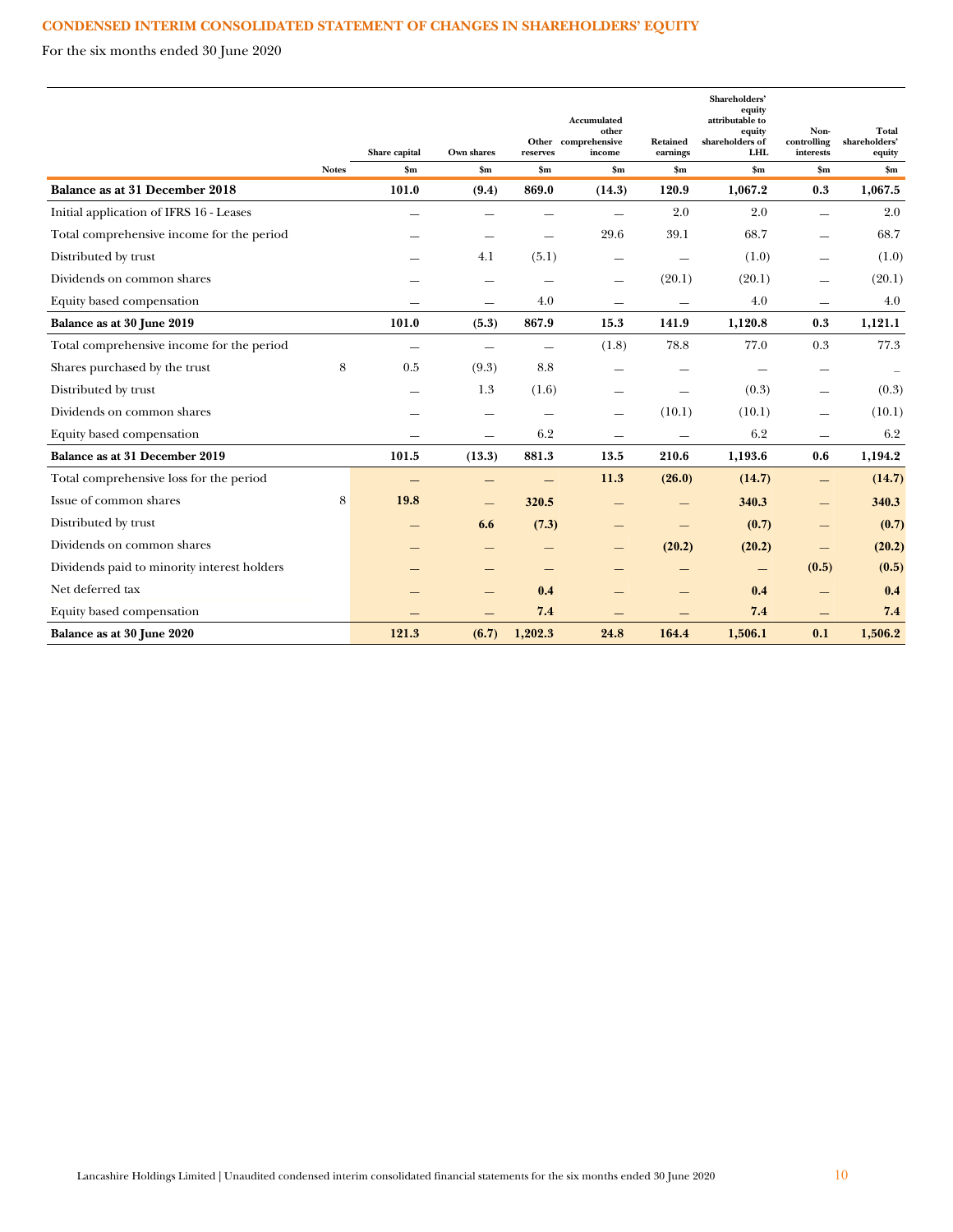# CONDENSED INTERIM CONSOLIDATED STATEMENT OF CHANGES IN SHAREHOLDERS' EQUITY

For the six months ended 30 June 2020

| | Notes | Share capital | Own shares | Other reserves | Accumulated other comprehensive income | Retained earnings | Shareholders' equity attributable to equity shareholders of LHL | Non-controlling interests | Total shareholders' equity |
|---|---|---|---|---|---|---|---|---|---|
| | | $m | $m | $m | $m | $m | $m | $m | $m |
| **Balance as at 31 December 2018** | | **101.0** | **(9.4)** | **869.0** | **(14.3)** | **120.9** | **1,067.2** | **0.3** | **1,067.5** |
| Initial application of IFRS 16 - Leases | | — | — | — | — | 2.0 | 2.0 | — | 2.0 |
| Total comprehensive income for the period | | — | — | — | 29.6 | 39.1 | 68.7 | — | 68.7 |
| Distributed by trust | | — | 4.1 | (5.1) | — | — | (1.0) | — | (1.0) |
| Dividends on common shares | | — | — | — | — | (20.1) | (20.1) | — | (20.1) |
| Equity based compensation | | — | — | 4.0 | — | — | 4.0 | — | 4.0 |
| **Balance as at 30 June 2019** | | **101.0** | **(5.3)** | **867.9** | **15.3** | **141.9** | **1,120.8** | **0.3** | **1,121.1** |
| Total comprehensive income for the period | | — | — | — | (1.8) | 78.8 | 77.0 | 0.3 | 77.3 |
| Shares purchased by the trust | 8 | 0.5 | (9.3) | 8.8 | — | — | — | — | — |
| Distributed by trust | | — | 1.3 | (1.6) | — | — | (0.3) | — | (0.3) |
| Dividends on common shares | | — | — | — | — | (10.1) | (10.1) | — | (10.1) |
| Equity based compensation | | — | — | 6.2 | — | — | 6.2 | — | 6.2 |
| **Balance as at 31 December 2019** | | **101.5** | **(13.3)** | **881.3** | **13.5** | **210.6** | **1,193.6** | **0.6** | **1,194.2** |
| Total comprehensive loss for the period | | **—** | **—** | **—** | **11.3** | **(26.0)** | **(14.7)** | **—** | **(14.7)** |
| Issue of common shares | 8 | **19.8** | **—** | **320.5** | **—** | **—** | **340.3** | **—** | **340.3** |
| Distributed by trust | | **—** | **6.6** | **(7.3)** | **—** | **—** | **(0.7)** | **—** | **(0.7)** |
| Dividends on common shares | | **—** | **—** | **—** | **—** | **(20.2)** | **(20.2)** | **—** | **(20.2)** |
| Dividends paid to minority interest holders | | **—** | **—** | **—** | **—** | **—** | **—** | **(0.5)** | **(0.5)** |
| Net deferred tax | | **—** | **—** | **0.4** | **—** | **—** | **0.4** | **—** | **0.4** |
| Equity based compensation | | **—** | **—** | **7.4** | **—** | **—** | **7.4** | **—** | **7.4** |
| **Balance as at 30 June 2020** | | **121.3** | **(6.7)** | **1,202.3** | **24.8** | **164.4** | **1,506.1** | **0.1** | **1,506.2** |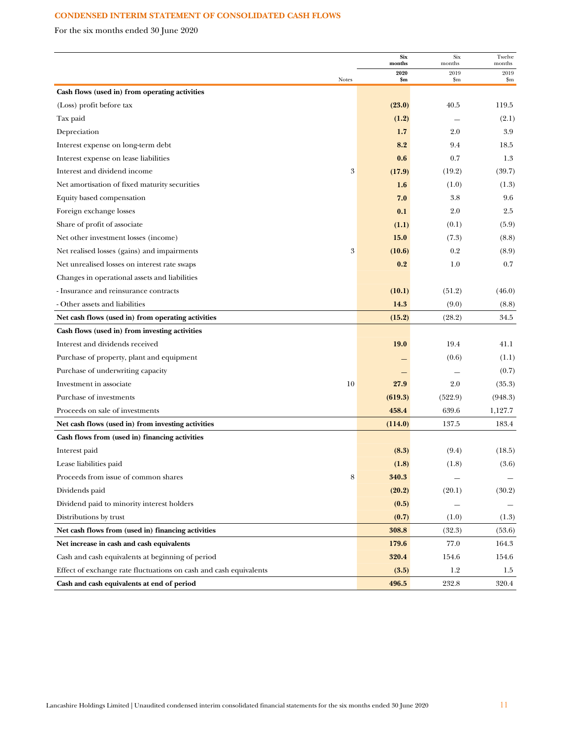## CONDENSED INTERIM STATEMENT OF CONSOLIDATED CASH FLOWS

For the six months ended 30 June 2020

| | Notes | Six months 2020 $m | Six months 2019 $m | Twelve months 2019 $m |
|---|---|---|---|---|
| **Cash flows (used in) from operating activities** | | | | |
| (Loss) profit before tax | | **(23.0)** | 40.5 | 119.5 |
| Tax paid | | **(1.2)** | — | (2.1) |
| Depreciation | | **1.7** | 2.0 | 3.9 |
| Interest expense on long-term debt | | **8.2** | 9.4 | 18.5 |
| Interest expense on lease liabilities | | **0.6** | 0.7 | 1.3 |
| Interest and dividend income | 3 | **(17.9)** | (19.2) | (39.7) |
| Net amortisation of fixed maturity securities | | **1.6** | (1.0) | (1.3) |
| Equity based compensation | | **7.0** | 3.8 | 9.6 |
| Foreign exchange losses | | **0.1** | 2.0 | 2.5 |
| Share of profit of associate | | **(1.1)** | (0.1) | (5.9) |
| Net other investment losses (income) | | **15.0** | (7.3) | (8.8) |
| Net realised losses (gains) and impairments | 3 | **(10.6)** | 0.2 | (8.9) |
| Net unrealised losses on interest rate swaps | | **0.2** | 1.0 | 0.7 |
| Changes in operational assets and liabilities | | | | |
| - Insurance and reinsurance contracts | | **(10.1)** | (51.2) | (46.0) |
| - Other assets and liabilities | | **14.3** | (9.0) | (8.8) |
| **Net cash flows (used in) from operating activities** | | **(15.2)** | (28.2) | 34.5 |
| **Cash flows (used in) from investing activities** | | | | |
| Interest and dividends received | | **19.0** | 19.4 | 41.1 |
| Purchase of property, plant and equipment | | **—** | (0.6) | (1.1) |
| Purchase of underwriting capacity | | **—** | — | (0.7) |
| Investment in associate | 10 | **27.9** | 2.0 | (35.3) |
| Purchase of investments | | **(619.3)** | (522.9) | (948.3) |
| Proceeds on sale of investments | | **458.4** | 639.6 | 1,127.7 |
| **Net cash flows (used in) from investing activities** | | **(114.0)** | 137.5 | 183.4 |
| **Cash flows from (used in) financing activities** | | | | |
| Interest paid | | **(8.3)** | (9.4) | (18.5) |
| Lease liabilities paid | | **(1.8)** | (1.8) | (3.6) |
| Proceeds from issue of common shares | 8 | **340.3** | — | — |
| Dividends paid | | **(20.2)** | (20.1) | (30.2) |
| Dividend paid to minority interest holders | | **(0.5)** | — | — |
| Distributions by trust | | **(0.7)** | (1.0) | (1.3) |
| **Net cash flows from (used in) financing activities** | | **308.8** | (32.3) | (53.6) |
| **Net increase in cash and cash equivalents** | | **179.6** | 77.0 | 164.3 |
| Cash and cash equivalents at beginning of period | | **320.4** | 154.6 | 154.6 |
| Effect of exchange rate fluctuations on cash and cash equivalents | | **(3.5)** | 1.2 | 1.5 |
| **Cash and cash equivalents at end of period** | | **496.5** | 232.8 | 320.4 |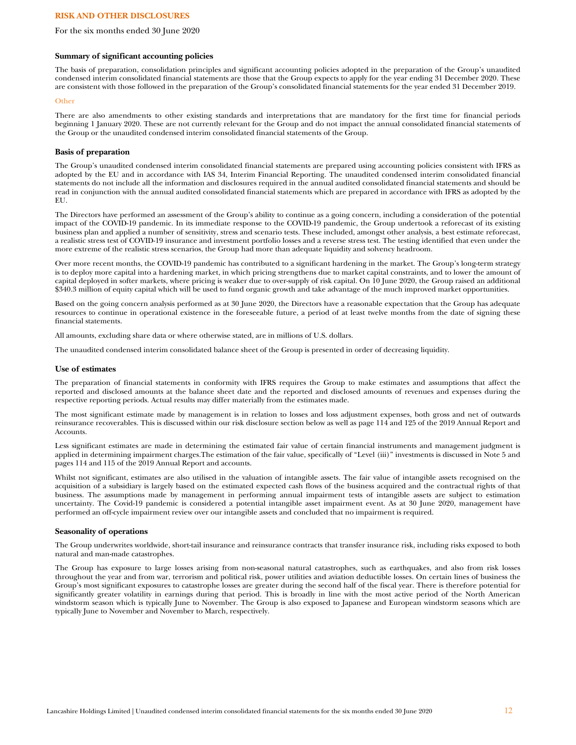## RISK AND OTHER DISCLOSURES

For the six months ended 30 June 2020

### Summary of significant accounting policies

The basis of preparation, consolidation principles and significant accounting policies adopted in the preparation of the Group's unaudited condensed interim consolidated financial statements are those that the Group expects to apply for the year ending 31 December 2020. These are consistent with those followed in the preparation of the Group's consolidated financial statements for the year ended 31 December 2019.

#### Other

There are also amendments to other existing standards and interpretations that are mandatory for the first time for financial periods beginning 1 January 2020. These are not currently relevant for the Group and do not impact the annual consolidated financial statements of the Group or the unaudited condensed interim consolidated financial statements of the Group.

### Basis of preparation

The Group's unaudited condensed interim consolidated financial statements are prepared using accounting policies consistent with IFRS as adopted by the EU and in accordance with IAS 34, Interim Financial Reporting. The unaudited condensed interim consolidated financial statements do not include all the information and disclosures required in the annual audited consolidated financial statements and should be read in conjunction with the annual audited consolidated financial statements which are prepared in accordance with IFRS as adopted by the EU.

The Directors have performed an assessment of the Group's ability to continue as a going concern, including a consideration of the potential impact of the COVID-19 pandemic. In its immediate response to the COVID-19 pandemic, the Group undertook a reforecast of its existing business plan and applied a number of sensitivity, stress and scenario tests. These included, amongst other analysis, a best estimate reforecast, a realistic stress test of COVID-19 insurance and investment portfolio losses and a reverse stress test. The testing identified that even under the more extreme of the realistic stress scenarios, the Group had more than adequate liquidity and solvency headroom.

Over more recent months, the COVID-19 pandemic has contributed to a significant hardening in the market. The Group's long-term strategy is to deploy more capital into a hardening market, in which pricing strengthens due to market capital constraints, and to lower the amount of capital deployed in softer markets, where pricing is weaker due to over-supply of risk capital. On 10 June 2020, the Group raised an additional $340.3 million of equity capital which will be used to fund organic growth and take advantage of the much improved market opportunities.

Based on the going concern analysis performed as at 30 June 2020, the Directors have a reasonable expectation that the Group has adequate resources to continue in operational existence in the foreseeable future, a period of at least twelve months from the date of signing these financial statements.

All amounts, excluding share data or where otherwise stated, are in millions of U.S. dollars.

The unaudited condensed interim consolidated balance sheet of the Group is presented in order of decreasing liquidity.

### Use of estimates

The preparation of financial statements in conformity with IFRS requires the Group to make estimates and assumptions that affect the reported and disclosed amounts at the balance sheet date and the reported and disclosed amounts of revenues and expenses during the respective reporting periods. Actual results may differ materially from the estimates made.

The most significant estimate made by management is in relation to losses and loss adjustment expenses, both gross and net of outwards reinsurance recoverables. This is discussed within our risk disclosure section below as well as page 114 and 125 of the 2019 Annual Report and Accounts.

Less significant estimates are made in determining the estimated fair value of certain financial instruments and management judgment is applied in determining impairment charges.The estimation of the fair value, specifically of "Level (iii)" investments is discussed in Note 5 and pages 114 and 115 of the 2019 Annual Report and accounts.

Whilst not significant, estimates are also utilised in the valuation of intangible assets. The fair value of intangible assets recognised on the acquisition of a subsidiary is largely based on the estimated expected cash flows of the business acquired and the contractual rights of that business. The assumptions made by management in performing annual impairment tests of intangible assets are subject to estimation uncertainty. The Covid-19 pandemic is considered a potential intangible asset impairment event. As at 30 June 2020, management have performed an off-cycle impairment review over our intangible assets and concluded that no impairment is required.

### Seasonality of operations

The Group underwrites worldwide, short-tail insurance and reinsurance contracts that transfer insurance risk, including risks exposed to both natural and man-made catastrophes.

The Group has exposure to large losses arising from non-seasonal natural catastrophes, such as earthquakes, and also from risk losses throughout the year and from war, terrorism and political risk, power utilities and aviation deductible losses. On certain lines of business the Group's most significant exposures to catastrophe losses are greater during the second half of the fiscal year. There is therefore potential for significantly greater volatility in earnings during that period. This is broadly in line with the most active period of the North American windstorm season which is typically June to November. The Group is also exposed to Japanese and European windstorm seasons which are typically June to November and November to March, respectively.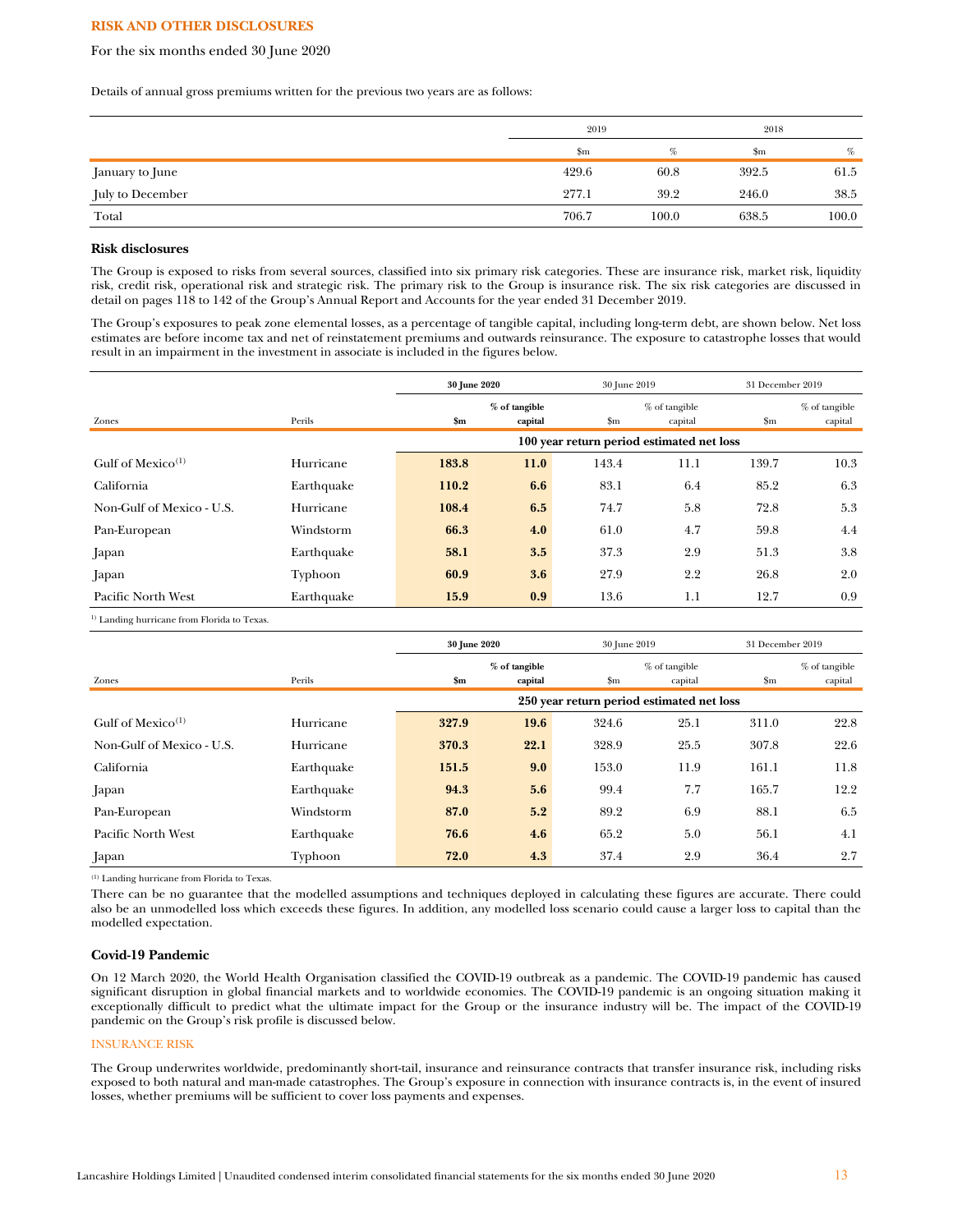## RISK AND OTHER DISCLOSURES

For the six months ended 30 June 2020

Details of annual gross premiums written for the previous two years are as follows:

| | 2019 | | 2018 | |
|---|---|---|---|---|
| | $m | % | $m | % |
| January to June | 429.6 | 60.8 | 392.5 | 61.5 |
| July to December | 277.1 | 39.2 | 246.0 | 38.5 |
| Total | 706.7 | 100.0 | 638.5 | 100.0 |

### Risk disclosures

The Group is exposed to risks from several sources, classified into six primary risk categories. These are insurance risk, market risk, liquidity risk, credit risk, operational risk and strategic risk. The primary risk to the Group is insurance risk. The six risk categories are discussed in detail on pages 118 to 142 of the Group's Annual Report and Accounts for the year ended 31 December 2019.

The Group's exposures to peak zone elemental losses, as a percentage of tangible capital, including long-term debt, are shown below. Net loss estimates are before income tax and net of reinstatement premiums and outwards reinsurance. The exposure to catastrophe losses that would result in an impairment in the investment in associate is included in the figures below.

| | | **30 June 2020** | | 30 June 2019 | | 31 December 2019 | |
|---|---|---|---|---|---|---|---|
| Zones | Perils | **$m** | **% of tangible capital** | $m | % of tangible capital | $m | % of tangible capital |
| | | **100 year return period estimated net loss** | | | | | |
| Gulf of Mexico[1] | Hurricane | **183.8** | **11.0** | 143.4 | 11.1 | 139.7 | 10.3 |
| California | Earthquake | **110.2** | **6.6** | 83.1 | 6.4 | 85.2 | 6.3 |
| Non-Gulf of Mexico - U.S. | Hurricane | **108.4** | **6.5** | 74.7 | 5.8 | 72.8 | 5.3 |
| Pan-European | Windstorm | **66.3** | **4.0** | 61.0 | 4.7 | 59.8 | 4.4 |
| Japan | Earthquake | **58.1** | **3.5** | 37.3 | 2.9 | 51.3 | 3.8 |
| Japan | Typhoon | **60.9** | **3.6** | 27.9 | 2.2 | 26.8 | 2.0 |
| Pacific North West | Earthquake | **15.9** | **0.9** | 13.6 | 1.1 | 12.7 | 0.9 |

[1] Landing hurricane from Florida to Texas.

| | | **30 June 2020** | | 30 June 2019 | | 31 December 2019 | |
|---|---|---|---|---|---|---|---|
| Zones | Perils | **$m** | **% of tangible capital** | $m | % of tangible capital | $m | % of tangible capital |
| | | **250 year return period estimated net loss** | | | | | |
| Gulf of Mexico[1] | Hurricane | **327.9** | **19.6** | 324.6 | 25.1 | 311.0 | 22.8 |
| Non-Gulf of Mexico - U.S. | Hurricane | **370.3** | **22.1** | 328.9 | 25.5 | 307.8 | 22.6 |
| California | Earthquake | **151.5** | **9.0** | 153.0 | 11.9 | 161.1 | 11.8 |
| Japan | Earthquake | **94.3** | **5.6** | 99.4 | 7.7 | 165.7 | 12.2 |
| Pan-European | Windstorm | **87.0** | **5.2** | 89.2 | 6.9 | 88.1 | 6.5 |
| Pacific North West | Earthquake | **76.6** | **4.6** | 65.2 | 5.0 | 56.1 | 4.1 |
| Japan | Typhoon | **72.0** | **4.3** | 37.4 | 2.9 | 36.4 | 2.7 |

[1] Landing hurricane from Florida to Texas.

There can be no guarantee that the modelled assumptions and techniques deployed in calculating these figures are accurate. There could also be an unmodelled loss which exceeds these figures. In addition, any modelled loss scenario could cause a larger loss to capital than the modelled expectation.

### Covid-19 Pandemic

On 12 March 2020, the World Health Organisation classified the COVID-19 outbreak as a pandemic. The COVID-19 pandemic has caused significant disruption in global financial markets and to worldwide economies. The COVID-19 pandemic is an ongoing situation making it exceptionally difficult to predict what the ultimate impact for the Group or the insurance industry will be. The impact of the COVID-19 pandemic on the Group's risk profile is discussed below.

#### INSURANCE RISK

The Group underwrites worldwide, predominantly short-tail, insurance and reinsurance contracts that transfer insurance risk, including risks exposed to both natural and man-made catastrophes. The Group's exposure in connection with insurance contracts is, in the event of insured losses, whether premiums will be sufficient to cover loss payments and expenses.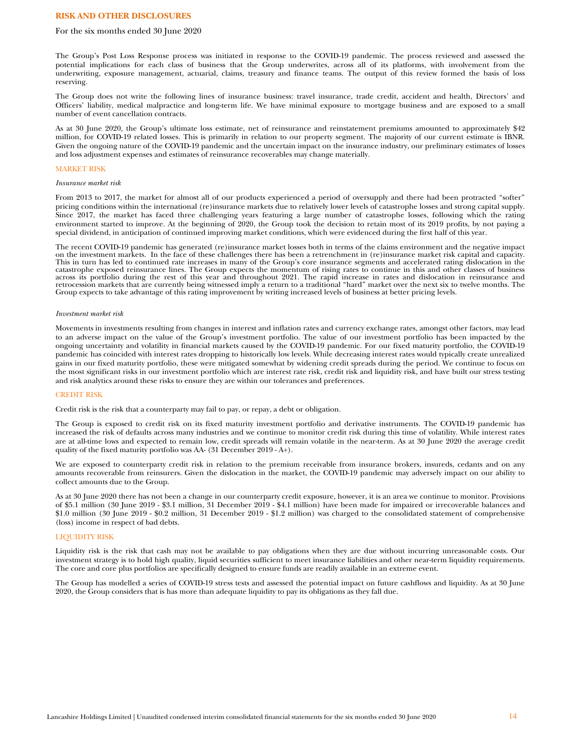## RISK AND OTHER DISCLOSURES

For the six months ended 30 June 2020

The Group's Post Loss Response process was initiated in response to the COVID-19 pandemic. The process reviewed and assessed the potential implications for each class of business that the Group underwrites, across all of its platforms, with involvement from the underwriting, exposure management, actuarial, claims, treasury and finance teams. The output of this review formed the basis of loss reserving.

The Group does not write the following lines of insurance business: travel insurance, trade credit, accident and health, Directors' and Officers' liability, medical malpractice and long-term life. We have minimal exposure to mortgage business and are exposed to a small number of event cancellation contracts.

As at 30 June 2020, the Group's ultimate loss estimate, net of reinsurance and reinstatement premiums amounted to approximately $42 million, for COVID-19 related losses. This is primarily in relation to our property segment. The majority of our current estimate is IBNR. Given the ongoing nature of the COVID-19 pandemic and the uncertain impact on the insurance industry, our preliminary estimates of losses and loss adjustment expenses and estimates of reinsurance recoverables may change materially.

### MARKET RISK

*Insurance market risk*

From 2013 to 2017, the market for almost all of our products experienced a period of oversupply and there had been protracted "softer" pricing conditions within the international (re)insurance markets due to relatively lower levels of catastrophe losses and strong capital supply. Since 2017, the market has faced three challenging years featuring a large number of catastrophe losses, following which the rating environment started to improve. At the beginning of 2020, the Group took the decision to retain most of its 2019 profits, by not paying a special dividend, in anticipation of continued improving market conditions, which were evidenced during the first half of this year.

The recent COVID-19 pandemic has generated (re)insurance market losses both in terms of the claims environment and the negative impact on the investment markets. In the face of these challenges there has been a retrenchment in (re)insurance market risk capital and capacity. This in turn has led to continued rate increases in many of the Group's core insurance segments and accelerated rating dislocation in the catastrophe exposed reinsurance lines. The Group expects the momentum of rising rates to continue in this and other classes of business across its portfolio during the rest of this year and throughout 2021. The rapid increase in rates and dislocation in reinsurance and retrocession markets that are currently being witnessed imply a return to a traditional "hard" market over the next six to twelve months. The Group expects to take advantage of this rating improvement by writing increased levels of business at better pricing levels.

*Investment market risk*

Movements in investments resulting from changes in interest and inflation rates and currency exchange rates, amongst other factors, may lead to an adverse impact on the value of the Group's investment portfolio. The value of our investment portfolio has been impacted by the ongoing uncertainty and volatility in financial markets caused by the COVID-19 pandemic. For our fixed maturity portfolio, the COVID-19 pandemic has coincided with interest rates dropping to historically low levels. While decreasing interest rates would typically create unrealized gains in our fixed maturity portfolio, these were mitigated somewhat by widening credit spreads during the period. We continue to focus on the most significant risks in our investment portfolio which are interest rate risk, credit risk and liquidity risk, and have built our stress testing and risk analytics around these risks to ensure they are within our tolerances and preferences.

### CREDIT RISK

Credit risk is the risk that a counterparty may fail to pay, or repay, a debt or obligation.

The Group is exposed to credit risk on its fixed maturity investment portfolio and derivative instruments. The COVID-19 pandemic has increased the risk of defaults across many industries and we continue to monitor credit risk during this time of volatility. While interest rates are at all-time lows and expected to remain low, credit spreads will remain volatile in the near-term. As at 30 June 2020 the average credit quality of the fixed maturity portfolio was AA- (31 December 2019 - A+).

We are exposed to counterparty credit risk in relation to the premium receivable from insurance brokers, insureds, cedants and on any amounts recoverable from reinsurers. Given the dislocation in the market, the COVID-19 pandemic may adversely impact on our ability to collect amounts due to the Group.

As at 30 June 2020 there has not been a change in our counterparty credit exposure, however, it is an area we continue to monitor. Provisions of $5.1 million (30 June 2019 - $3.1 million, 31 December 2019 - $4.1 million) have been made for impaired or irrecoverable balances and $1.0 million (30 June 2019 - $0.2 million, 31 December 2019 - $1.2 million) was charged to the consolidated statement of comprehensive (loss) income in respect of bad debts.

### LIQUIDITY RISK

Liquidity risk is the risk that cash may not be available to pay obligations when they are due without incurring unreasonable costs. Our investment strategy is to hold high quality, liquid securities sufficient to meet insurance liabilities and other near-term liquidity requirements. The core and core plus portfolios are specifically designed to ensure funds are readily available in an extreme event.

The Group has modelled a series of COVID-19 stress tests and assessed the potential impact on future cashflows and liquidity. As at 30 June 2020, the Group considers that is has more than adequate liquidity to pay its obligations as they fall due.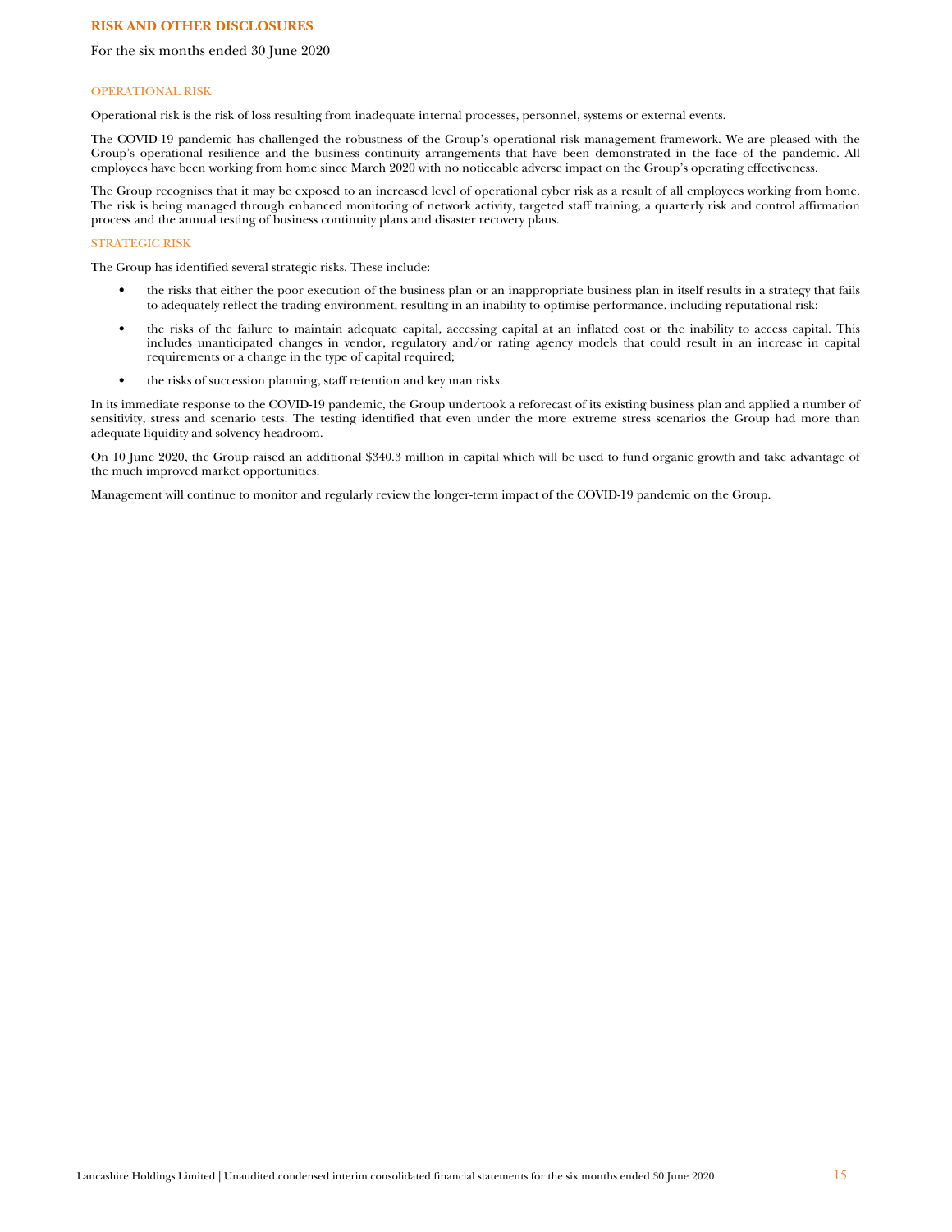## RISK AND OTHER DISCLOSURES

For the six months ended 30 June 2020

### OPERATIONAL RISK

Operational risk is the risk of loss resulting from inadequate internal processes, personnel, systems or external events.

The COVID-19 pandemic has challenged the robustness of the Group's operational risk management framework. We are pleased with the Group's operational resilience and the business continuity arrangements that have been demonstrated in the face of the pandemic. All employees have been working from home since March 2020 with no noticeable adverse impact on the Group's operating effectiveness.

The Group recognises that it may be exposed to an increased level of operational cyber risk as a result of all employees working from home. The risk is being managed through enhanced monitoring of network activity, targeted staff training, a quarterly risk and control affirmation process and the annual testing of business continuity plans and disaster recovery plans.

### STRATEGIC RISK

The Group has identified several strategic risks. These include:

- the risks that either the poor execution of the business plan or an inappropriate business plan in itself results in a strategy that fails to adequately reflect the trading environment, resulting in an inability to optimise performance, including reputational risk;
- the risks of the failure to maintain adequate capital, accessing capital at an inflated cost or the inability to access capital. This includes unanticipated changes in vendor, regulatory and/or rating agency models that could result in an increase in capital requirements or a change in the type of capital required;
- the risks of succession planning, staff retention and key man risks.

In its immediate response to the COVID-19 pandemic, the Group undertook a reforecast of its existing business plan and applied a number of sensitivity, stress and scenario tests. The testing identified that even under the more extreme stress scenarios the Group had more than adequate liquidity and solvency headroom.

On 10 June 2020, the Group raised an additional $340.3 million in capital which will be used to fund organic growth and take advantage of the much improved market opportunities.

Management will continue to monitor and regularly review the longer-term impact of the COVID-19 pandemic on the Group.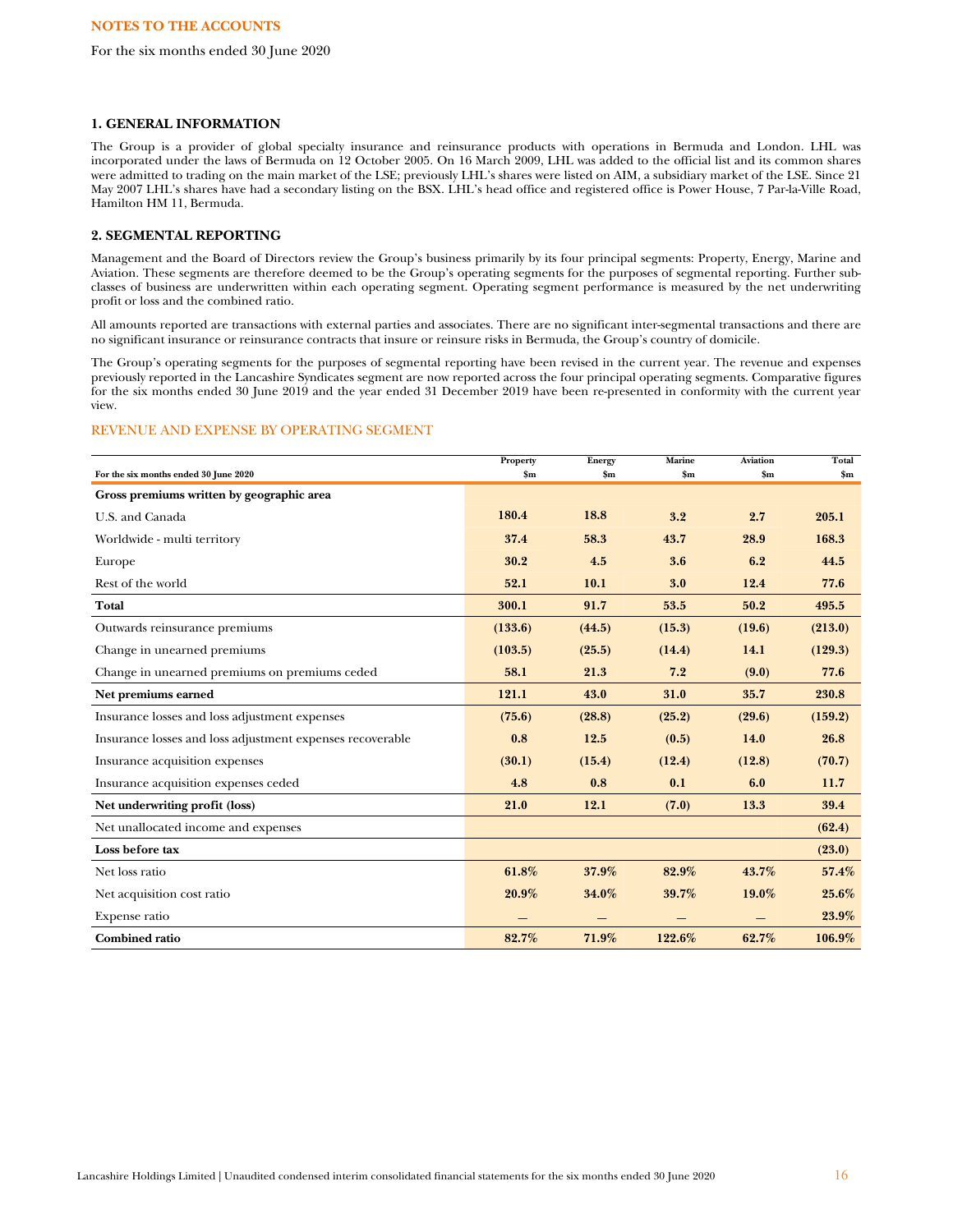NOTES TO THE ACCOUNTS

For the six months ended 30 June 2020

## 1. GENERAL INFORMATION

The Group is a provider of global specialty insurance and reinsurance products with operations in Bermuda and London. LHL was incorporated under the laws of Bermuda on 12 October 2005. On 16 March 2009, LHL was added to the official list and its common shares were admitted to trading on the main market of the LSE; previously LHL's shares were listed on AIM, a subsidiary market of the LSE. Since 21 May 2007 LHL's shares have had a secondary listing on the BSX. LHL's head office and registered office is Power House, 7 Par-la-Ville Road, Hamilton HM 11, Bermuda.

## 2. SEGMENTAL REPORTING

Management and the Board of Directors review the Group's business primarily by its four principal segments: Property, Energy, Marine and Aviation. These segments are therefore deemed to be the Group's operating segments for the purposes of segmental reporting. Further sub-classes of business are underwritten within each operating segment. Operating segment performance is measured by the net underwriting profit or loss and the combined ratio.

All amounts reported are transactions with external parties and associates. There are no significant inter-segmental transactions and there are no significant insurance or reinsurance contracts that insure or reinsure risks in Bermuda, the Group's country of domicile.

The Group's operating segments for the purposes of segmental reporting have been revised in the current year. The revenue and expenses previously reported in the Lancashire Syndicates segment are now reported across the four principal operating segments. Comparative figures for the six months ended 30 June 2019 and the year ended 31 December 2019 have been re-presented in conformity with the current year view.

### REVENUE AND EXPENSE BY OPERATING SEGMENT

| For the six months ended 30 June 2020 | Property $m | Energy $m | Marine $m | Aviation $m | Total $m |
|---|---|---|---|---|---|
| **Gross premiums written by geographic area** | | | | | |
| U.S. and Canada | **180.4** | **18.8** | **3.2** | **2.7** | **205.1** |
| Worldwide - multi territory | **37.4** | **58.3** | **43.7** | **28.9** | **168.3** |
| Europe | **30.2** | **4.5** | **3.6** | **6.2** | **44.5** |
| Rest of the world | **52.1** | **10.1** | **3.0** | **12.4** | **77.6** |
| **Total** | **300.1** | **91.7** | **53.5** | **50.2** | **495.5** |
| Outwards reinsurance premiums | **(133.6)** | **(44.5)** | **(15.3)** | **(19.6)** | **(213.0)** |
| Change in unearned premiums | **(103.5)** | **(25.5)** | **(14.4)** | **14.1** | **(129.3)** |
| Change in unearned premiums on premiums ceded | **58.1** | **21.3** | **7.2** | **(9.0)** | **77.6** |
| **Net premiums earned** | **121.1** | **43.0** | **31.0** | **35.7** | **230.8** |
| Insurance losses and loss adjustment expenses | **(75.6)** | **(28.8)** | **(25.2)** | **(29.6)** | **(159.2)** |
| Insurance losses and loss adjustment expenses recoverable | **0.8** | **12.5** | **(0.5)** | **14.0** | **26.8** |
| Insurance acquisition expenses | **(30.1)** | **(15.4)** | **(12.4)** | **(12.8)** | **(70.7)** |
| Insurance acquisition expenses ceded | **4.8** | **0.8** | **0.1** | **6.0** | **11.7** |
| **Net underwriting profit (loss)** | **21.0** | **12.1** | **(7.0)** | **13.3** | **39.4** |
| Net unallocated income and expenses | | | | | **(62.4)** |
| **Loss before tax** | | | | | **(23.0)** |
| Net loss ratio | **61.8%** | **37.9%** | **82.9%** | **43.7%** | **57.4%** |
| Net acquisition cost ratio | **20.9%** | **34.0%** | **39.7%** | **19.0%** | **25.6%** |
| Expense ratio | **—** | **—** | **—** | **—** | **23.9%** |
| **Combined ratio** | **82.7%** | **71.9%** | **122.6%** | **62.7%** | **106.9%** |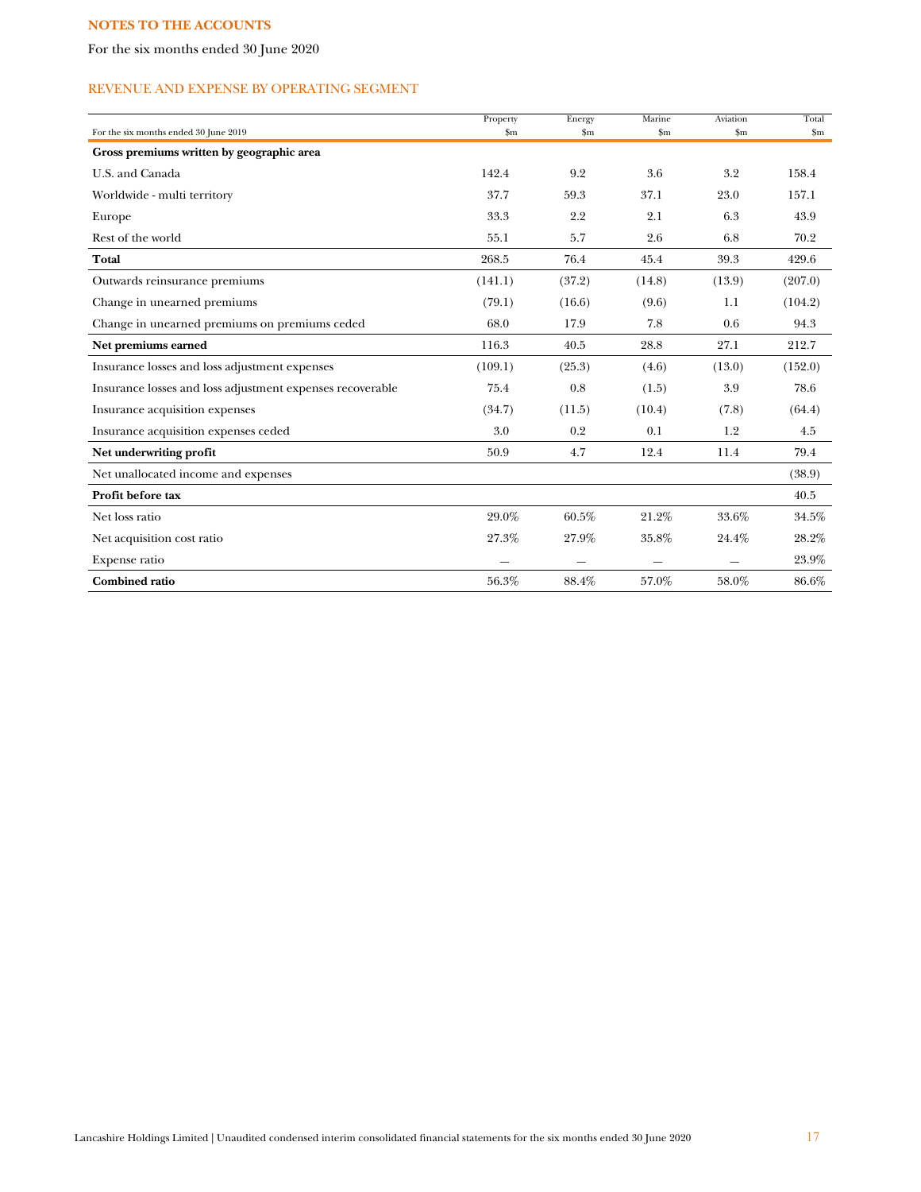## NOTES TO THE ACCOUNTS

For the six months ended 30 June 2020

### REVENUE AND EXPENSE BY OPERATING SEGMENT

| For the six months ended 30 June 2019 | Property $m | Energy $m | Marine $m | Aviation $m | Total $m |
|---|---|---|---|---|---|
| **Gross premiums written by geographic area** | | | | | |
| U.S. and Canada | 142.4 | 9.2 | 3.6 | 3.2 | 158.4 |
| Worldwide - multi territory | 37.7 | 59.3 | 37.1 | 23.0 | 157.1 |
| Europe | 33.3 | 2.2 | 2.1 | 6.3 | 43.9 |
| Rest of the world | 55.1 | 5.7 | 2.6 | 6.8 | 70.2 |
| **Total** | 268.5 | 76.4 | 45.4 | 39.3 | 429.6 |
| Outwards reinsurance premiums | (141.1) | (37.2) | (14.8) | (13.9) | (207.0) |
| Change in unearned premiums | (79.1) | (16.6) | (9.6) | 1.1 | (104.2) |
| Change in unearned premiums on premiums ceded | 68.0 | 17.9 | 7.8 | 0.6 | 94.3 |
| **Net premiums earned** | 116.3 | 40.5 | 28.8 | 27.1 | 212.7 |
| Insurance losses and loss adjustment expenses | (109.1) | (25.3) | (4.6) | (13.0) | (152.0) |
| Insurance losses and loss adjustment expenses recoverable | 75.4 | 0.8 | (1.5) | 3.9 | 78.6 |
| Insurance acquisition expenses | (34.7) | (11.5) | (10.4) | (7.8) | (64.4) |
| Insurance acquisition expenses ceded | 3.0 | 0.2 | 0.1 | 1.2 | 4.5 |
| **Net underwriting profit** | 50.9 | 4.7 | 12.4 | 11.4 | 79.4 |
| Net unallocated income and expenses | | | | | (38.9) |
| **Profit before tax** | | | | | 40.5 |
| Net loss ratio | 29.0% | 60.5% | 21.2% | 33.6% | 34.5% |
| Net acquisition cost ratio | 27.3% | 27.9% | 35.8% | 24.4% | 28.2% |
| Expense ratio | — | — | — | — | 23.9% |
| **Combined ratio** | 56.3% | 88.4% | 57.0% | 58.0% | 86.6% |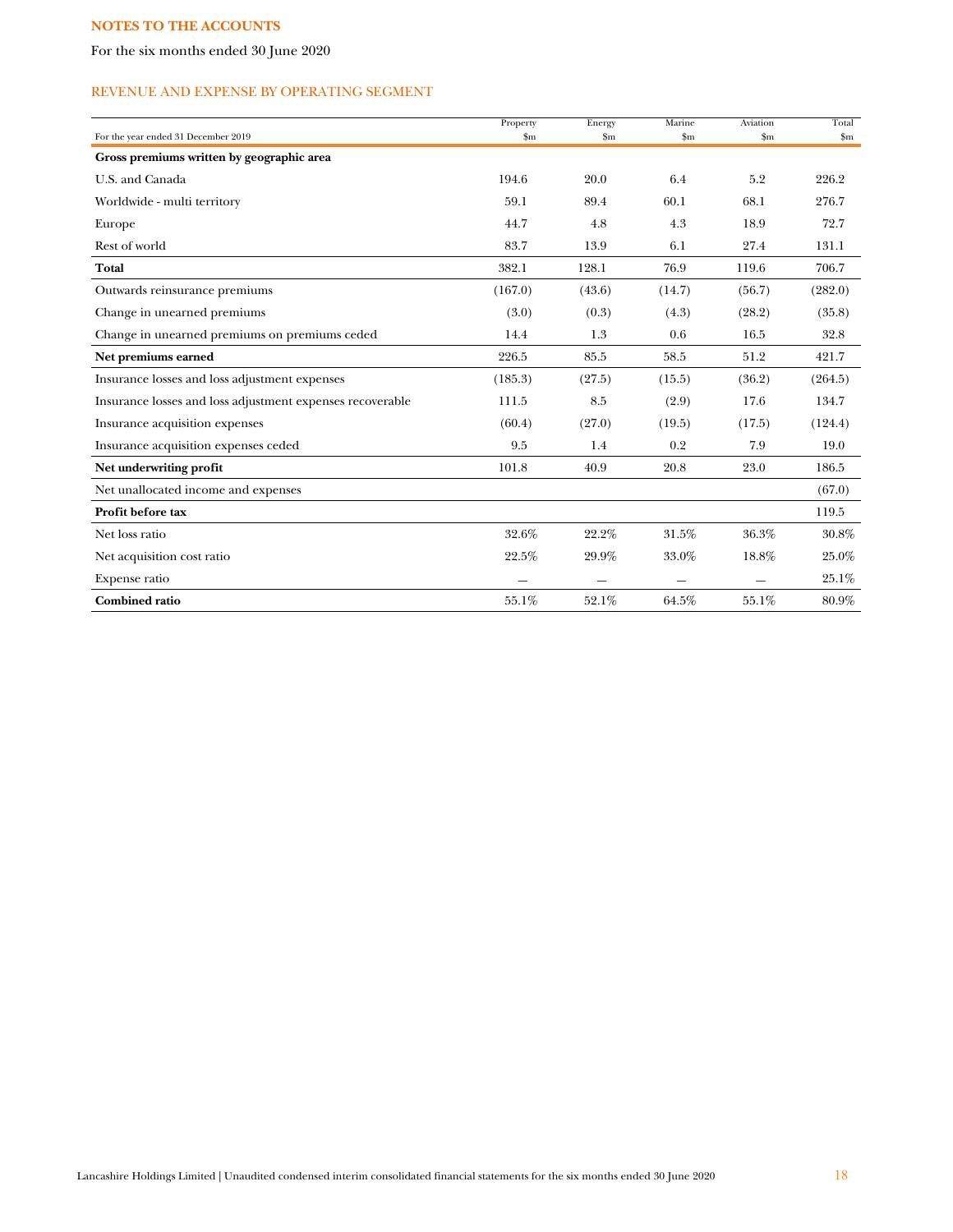## NOTES TO THE ACCOUNTS

For the six months ended 30 June 2020

### REVENUE AND EXPENSE BY OPERATING SEGMENT

| For the year ended 31 December 2019 | Property $m | Energy $m | Marine $m | Aviation $m | Total $m |
|---|---|---|---|---|---|
| **Gross premiums written by geographic area** | | | | | |
| U.S. and Canada | 194.6 | 20.0 | 6.4 | 5.2 | 226.2 |
| Worldwide - multi territory | 59.1 | 89.4 | 60.1 | 68.1 | 276.7 |
| Europe | 44.7 | 4.8 | 4.3 | 18.9 | 72.7 |
| Rest of world | 83.7 | 13.9 | 6.1 | 27.4 | 131.1 |
| **Total** | 382.1 | 128.1 | 76.9 | 119.6 | 706.7 |
| Outwards reinsurance premiums | (167.0) | (43.6) | (14.7) | (56.7) | (282.0) |
| Change in unearned premiums | (3.0) | (0.3) | (4.3) | (28.2) | (35.8) |
| Change in unearned premiums on premiums ceded | 14.4 | 1.3 | 0.6 | 16.5 | 32.8 |
| **Net premiums earned** | 226.5 | 85.5 | 58.5 | 51.2 | 421.7 |
| Insurance losses and loss adjustment expenses | (185.3) | (27.5) | (15.5) | (36.2) | (264.5) |
| Insurance losses and loss adjustment expenses recoverable | 111.5 | 8.5 | (2.9) | 17.6 | 134.7 |
| Insurance acquisition expenses | (60.4) | (27.0) | (19.5) | (17.5) | (124.4) |
| Insurance acquisition expenses ceded | 9.5 | 1.4 | 0.2 | 7.9 | 19.0 |
| **Net underwriting profit** | 101.8 | 40.9 | 20.8 | 23.0 | 186.5 |
| Net unallocated income and expenses | | | | | (67.0) |
| **Profit before tax** | | | | | 119.5 |
| Net loss ratio | 32.6% | 22.2% | 31.5% | 36.3% | 30.8% |
| Net acquisition cost ratio | 22.5% | 29.9% | 33.0% | 18.8% | 25.0% |
| Expense ratio | — | — | — | — | 25.1% |
| **Combined ratio** | 55.1% | 52.1% | 64.5% | 55.1% | 80.9% |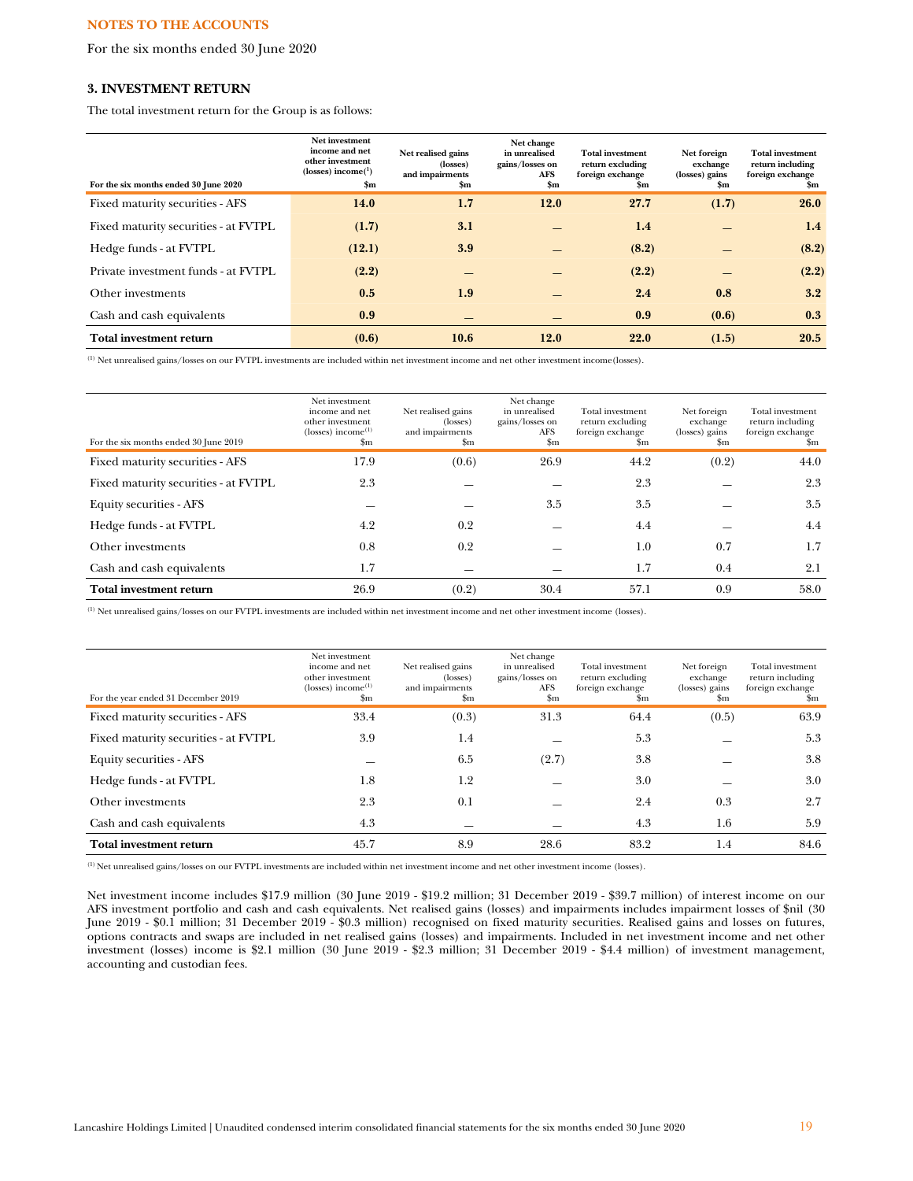**NOTES TO THE ACCOUNTS**

For the six months ended 30 June 2020

### 3. INVESTMENT RETURN

The total investment return for the Group is as follows:

| For the six months ended 30 June 2020 | Net investment income and net other investment (losses) income[1] $m | Net realised gains (losses) and impairments $m | Net change in unrealised gains/losses on AFS $m | Total investment return excluding foreign exchange $m | Net foreign exchange (losses) gains $m | Total investment return including foreign exchange $m |
|---|---|---|---|---|---|---|
| Fixed maturity securities - AFS | 14.0 | 1.7 | 12.0 | 27.7 | (1.7) | 26.0 |
| Fixed maturity securities - at FVTPL | (1.7) | 3.1 | — | 1.4 | — | 1.4 |
| Hedge funds - at FVTPL | (12.1) | 3.9 | — | (8.2) | — | (8.2) |
| Private investment funds - at FVTPL | (2.2) | — | — | (2.2) | — | (2.2) |
| Other investments | 0.5 | 1.9 | — | 2.4 | 0.8 | 3.2 |
| Cash and cash equivalents | 0.9 | — | — | 0.9 | (0.6) | 0.3 |
| **Total investment return** | (0.6) | 10.6 | 12.0 | 22.0 | (1.5) | 20.5 |

[1] Net unrealised gains/losses on our FVTPL investments are included within net investment income and net other investment income (losses).

| For the six months ended 30 June 2019 | Net investment income and net other investment (losses) income[1] $m | Net realised gains (losses) and impairments $m | Net change in unrealised gains/losses on AFS $m | Total investment return excluding foreign exchange $m | Net foreign exchange (losses) gains $m | Total investment return including foreign exchange $m |
|---|---|---|---|---|---|---|
| Fixed maturity securities - AFS | 17.9 | (0.6) | 26.9 | 44.2 | (0.2) | 44.0 |
| Fixed maturity securities - at FVTPL | 2.3 | — | — | 2.3 | — | 2.3 |
| Equity securities - AFS | — | — | 3.5 | 3.5 | — | 3.5 |
| Hedge funds - at FVTPL | 4.2 | 0.2 | — | 4.4 | — | 4.4 |
| Other investments | 0.8 | 0.2 | — | 1.0 | 0.7 | 1.7 |
| Cash and cash equivalents | 1.7 | — | — | 1.7 | 0.4 | 2.1 |
| **Total investment return** | 26.9 | (0.2) | 30.4 | 57.1 | 0.9 | 58.0 |

[1] Net unrealised gains/losses on our FVTPL investments are included within net investment income and net other investment income (losses).

| For the year ended 31 December 2019 | Net investment income and net other investment (losses) income[1] $m | Net realised gains (losses) and impairments $m | Net change in unrealised gains/losses on AFS $m | Total investment return excluding foreign exchange $m | Net foreign exchange (losses) gains $m | Total investment return including foreign exchange $m |
|---|---|---|---|---|---|---|
| Fixed maturity securities - AFS | 33.4 | (0.3) | 31.3 | 64.4 | (0.5) | 63.9 |
| Fixed maturity securities - at FVTPL | 3.9 | 1.4 | — | 5.3 | — | 5.3 |
| Equity securities - AFS | — | 6.5 | (2.7) | 3.8 | — | 3.8 |
| Hedge funds - at FVTPL | 1.8 | 1.2 | — | 3.0 | — | 3.0 |
| Other investments | 2.3 | 0.1 | — | 2.4 | 0.3 | 2.7 |
| Cash and cash equivalents | 4.3 | — | — | 4.3 | 1.6 | 5.9 |
| **Total investment return** | 45.7 | 8.9 | 28.6 | 83.2 | 1.4 | 84.6 |

[1] Net unrealised gains/losses on our FVTPL investments are included within net investment income and net other investment income (losses).

Net investment income includes $17.9 million (30 June 2019 - $19.2 million; 31 December 2019 - $39.7 million) of interest income on our AFS investment portfolio and cash and cash equivalents. Net realised gains (losses) and impairments includes impairment losses of $nil (30 June 2019 - $0.1 million; 31 December 2019 - $0.3 million) recognised on fixed maturity securities. Realised gains and losses on futures, options contracts and swaps are included in net realised gains (losses) and impairments. Included in net investment income and net other investment (losses) income is $2.1 million (30 June 2019 - $2.3 million; 31 December 2019 - $4.4 million) of investment management, accounting and custodian fees.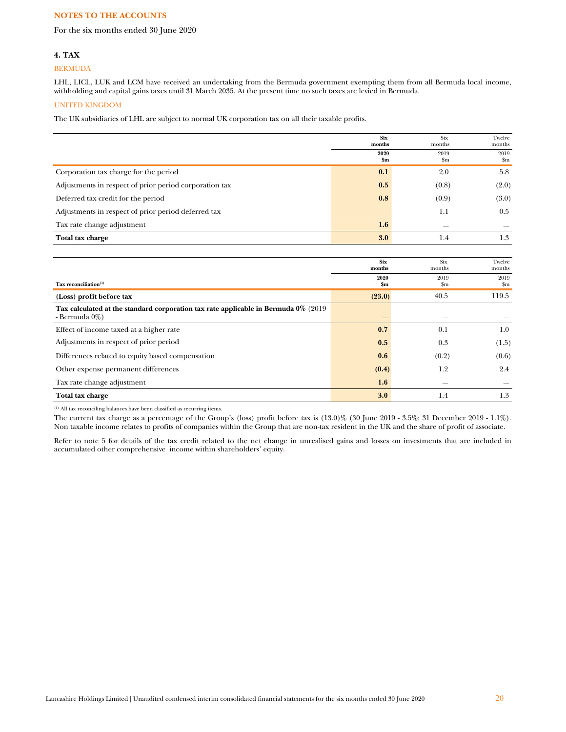**NOTES TO THE ACCOUNTS**

For the six months ended 30 June 2020

## 4. TAX

### BERMUDA

LHL, LICL, LUK and LCM have received an undertaking from the Bermuda government exempting them from all Bermuda local income, withholding and capital gains taxes until 31 March 2035. At the present time no such taxes are levied in Bermuda.

### UNITED KINGDOM

The UK subsidiaries of LHL are subject to normal UK corporation tax on all their taxable profits.

| | Six months 2020 $m | Six months 2019 $m | Twelve months 2019 $m |
|---|---|---|---|
| Corporation tax charge for the period | **0.1** | 2.0 | 5.8 |
| Adjustments in respect of prior period corporation tax | **0.5** | (0.8) | (2.0) |
| Deferred tax credit for the period | **0.8** | (0.9) | (3.0) |
| Adjustments in respect of prior period deferred tax | **—** | 1.1 | 0.5 |
| Tax rate change adjustment | **1.6** | — | — |
| **Total tax charge** | **3.0** | 1.4 | 1.3 |

| Tax reconciliation[1] | Six months 2020 $m | Six months 2019 $m | Twelve months 2019 $m |
|---|---|---|---|
| **(Loss) profit before tax** | **(23.0)** | 40.5 | 119.5 |
| **Tax calculated at the standard corporation tax rate applicable in Bermuda 0%** (2019 - Bermuda 0%) | **—** | — | — |
| Effect of income taxed at a higher rate | **0.7** | 0.1 | 1.0 |
| Adjustments in respect of prior period | **0.5** | 0.3 | (1.5) |
| Differences related to equity based compensation | **0.6** | (0.2) | (0.6) |
| Other expense permanent differences | **(0.4)** | 1.2 | 2.4 |
| Tax rate change adjustment | **1.6** | — | — |
| **Total tax charge** | **3.0** | 1.4 | 1.3 |

[1] All tax reconciling balances have been classified as recurring items.

The current tax charge as a percentage of the Group's (loss) profit before tax is (13.0)% (30 June 2019 - 3.5%; 31 December 2019 - 1.1%). Non taxable income relates to profits of companies within the Group that are non-tax resident in the UK and the share of profit of associate.

Refer to note 5 for details of the tax credit related to the net change in unrealised gains and losses on investments that are included in accumulated other comprehensive income within shareholders' equity.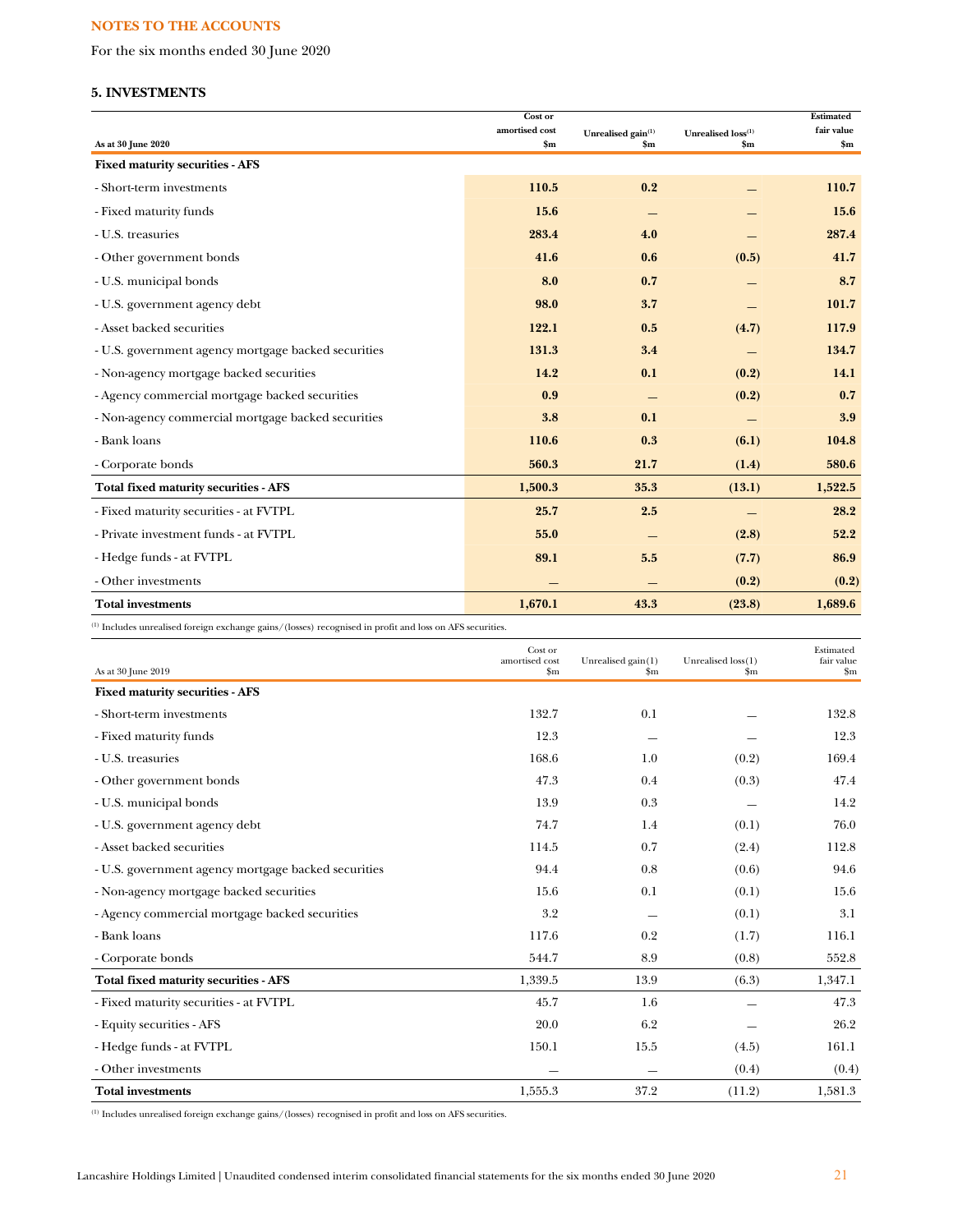**NOTES TO THE ACCOUNTS**

For the six months ended 30 June 2020

### 5. INVESTMENTS

| As at 30 June 2020 | Cost or amortised cost $m | Unrealised gain[(1)] $m | Unrealised loss[(1)] $m | Estimated fair value $m |
|---|---|---|---|---|
| **Fixed maturity securities - AFS** | | | | |
| - Short-term investments | **110.5** | **0.2** | **—** | **110.7** |
| - Fixed maturity funds | **15.6** | **—** | **—** | **15.6** |
| - U.S. treasuries | **283.4** | **4.0** | **—** | **287.4** |
| - Other government bonds | **41.6** | **0.6** | **(0.5)** | **41.7** |
| - U.S. municipal bonds | **8.0** | **0.7** | **—** | **8.7** |
| - U.S. government agency debt | **98.0** | **3.7** | **—** | **101.7** |
| - Asset backed securities | **122.1** | **0.5** | **(4.7)** | **117.9** |
| - U.S. government agency mortgage backed securities | **131.3** | **3.4** | **—** | **134.7** |
| - Non-agency mortgage backed securities | **14.2** | **0.1** | **(0.2)** | **14.1** |
| - Agency commercial mortgage backed securities | **0.9** | **—** | **(0.2)** | **0.7** |
| - Non-agency commercial mortgage backed securities | **3.8** | **0.1** | **—** | **3.9** |
| - Bank loans | **110.6** | **0.3** | **(6.1)** | **104.8** |
| - Corporate bonds | **560.3** | **21.7** | **(1.4)** | **580.6** |
| **Total fixed maturity securities - AFS** | **1,500.3** | **35.3** | **(13.1)** | **1,522.5** |
| - Fixed maturity securities - at FVTPL | **25.7** | **2.5** | **—** | **28.2** |
| - Private investment funds - at FVTPL | **55.0** | **—** | **(2.8)** | **52.2** |
| - Hedge funds - at FVTPL | **89.1** | **5.5** | **(7.7)** | **86.9** |
| - Other investments | **—** | **—** | **(0.2)** | **(0.2)** |
| **Total investments** | **1,670.1** | **43.3** | **(23.8)** | **1,689.6** |

[(1)] Includes unrealised foreign exchange gains/(losses) recognised in profit and loss on AFS securities.

| As at 30 June 2019 | Cost or amortised cost $m | Unrealised gain(1) $m | Unrealised loss(1) $m | Estimated fair value $m |
|---|---|---|---|---|
| **Fixed maturity securities - AFS** | | | | |
| - Short-term investments | 132.7 | 0.1 | — | 132.8 |
| - Fixed maturity funds | 12.3 | — | — | 12.3 |
| - U.S. treasuries | 168.6 | 1.0 | (0.2) | 169.4 |
| - Other government bonds | 47.3 | 0.4 | (0.3) | 47.4 |
| - U.S. municipal bonds | 13.9 | 0.3 | — | 14.2 |
| - U.S. government agency debt | 74.7 | 1.4 | (0.1) | 76.0 |
| - Asset backed securities | 114.5 | 0.7 | (2.4) | 112.8 |
| - U.S. government agency mortgage backed securities | 94.4 | 0.8 | (0.6) | 94.6 |
| - Non-agency mortgage backed securities | 15.6 | 0.1 | (0.1) | 15.6 |
| - Agency commercial mortgage backed securities | 3.2 | — | (0.1) | 3.1 |
| - Bank loans | 117.6 | 0.2 | (1.7) | 116.1 |
| - Corporate bonds | 544.7 | 8.9 | (0.8) | 552.8 |
| **Total fixed maturity securities - AFS** | 1,339.5 | 13.9 | (6.3) | 1,347.1 |
| - Fixed maturity securities - at FVTPL | 45.7 | 1.6 | — | 47.3 |
| - Equity securities - AFS | 20.0 | 6.2 | — | 26.2 |
| - Hedge funds - at FVTPL | 150.1 | 15.5 | (4.5) | 161.1 |
| - Other investments | — | — | (0.4) | (0.4) |
| **Total investments** | 1,555.3 | 37.2 | (11.2) | 1,581.3 |

[(1)] Includes unrealised foreign exchange gains/(losses) recognised in profit and loss on AFS securities.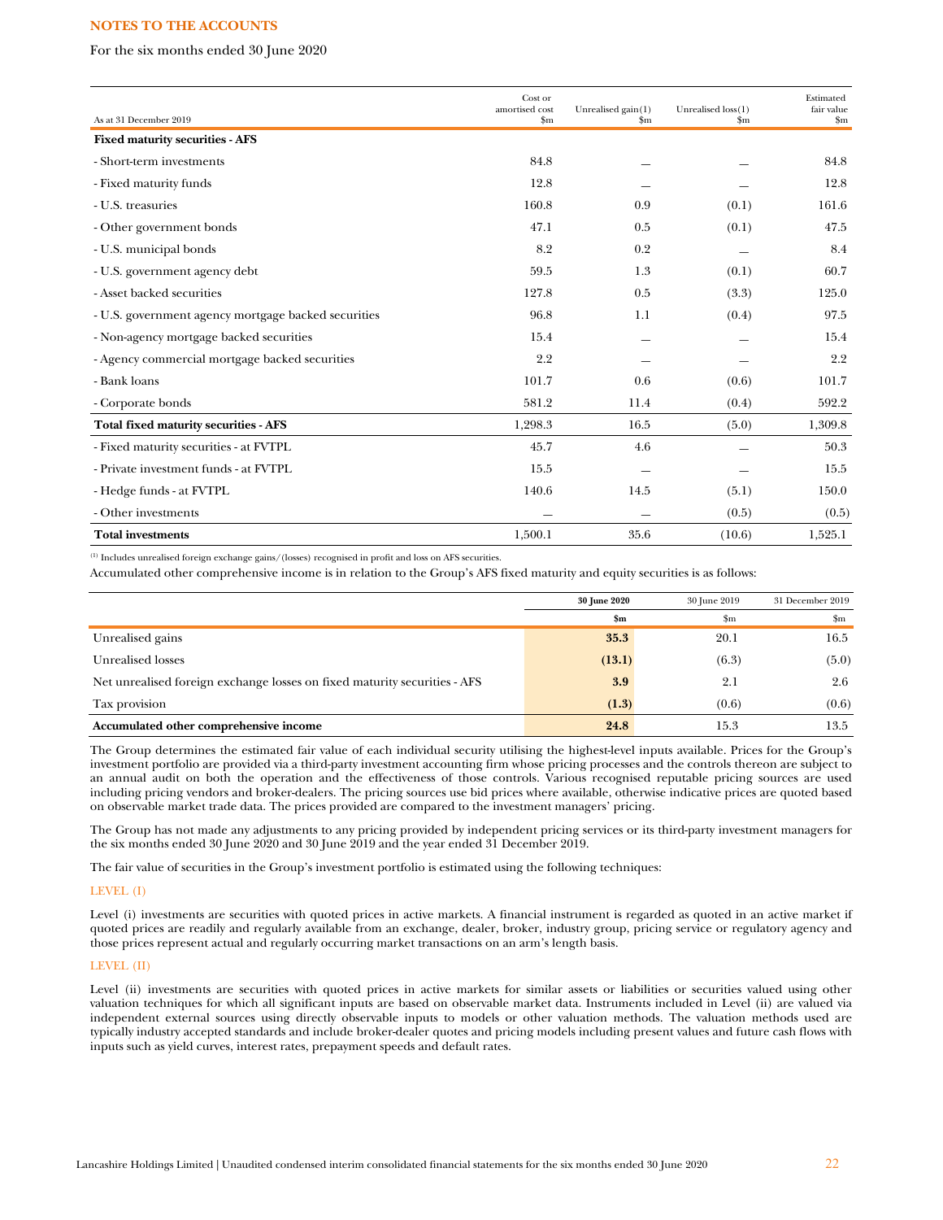## NOTES TO THE ACCOUNTS

For the six months ended 30 June 2020

| As at 31 December 2019 | Cost or amortised cost $m | Unrealised gain(1) $m | Unrealised loss(1) $m | Estimated fair value $m |
|---|---|---|---|---|
| **Fixed maturity securities - AFS** | | | | |
| - Short-term investments | 84.8 | — | — | 84.8 |
| - Fixed maturity funds | 12.8 | — | — | 12.8 |
| - U.S. treasuries | 160.8 | 0.9 | (0.1) | 161.6 |
| - Other government bonds | 47.1 | 0.5 | (0.1) | 47.5 |
| - U.S. municipal bonds | 8.2 | 0.2 | — | 8.4 |
| - U.S. government agency debt | 59.5 | 1.3 | (0.1) | 60.7 |
| - Asset backed securities | 127.8 | 0.5 | (3.3) | 125.0 |
| - U.S. government agency mortgage backed securities | 96.8 | 1.1 | (0.4) | 97.5 |
| - Non-agency mortgage backed securities | 15.4 | — | — | 15.4 |
| - Agency commercial mortgage backed securities | 2.2 | — | — | 2.2 |
| - Bank loans | 101.7 | 0.6 | (0.6) | 101.7 |
| - Corporate bonds | 581.2 | 11.4 | (0.4) | 592.2 |
| **Total fixed maturity securities - AFS** | 1,298.3 | 16.5 | (5.0) | 1,309.8 |
| - Fixed maturity securities - at FVTPL | 45.7 | 4.6 | — | 50.3 |
| - Private investment funds - at FVTPL | 15.5 | — | — | 15.5 |
| - Hedge funds - at FVTPL | 140.6 | 14.5 | (5.1) | 150.0 |
| - Other investments | — | — | (0.5) | (0.5) |
| **Total investments** | 1,500.1 | 35.6 | (10.6) | 1,525.1 |

(1) Includes unrealised foreign exchange gains/(losses) recognised in profit and loss on AFS securities.

Accumulated other comprehensive income is in relation to the Group's AFS fixed maturity and equity securities is as follows:

| | **30 June 2020** | 30 June 2019 | 31 December 2019 |
|---|---|---|---|
| | **$m** | $m | $m |
| Unrealised gains | **35.3** | 20.1 | 16.5 |
| Unrealised losses | **(13.1)** | (6.3) | (5.0) |
| Net unrealised foreign exchange losses on fixed maturity securities - AFS | **3.9** | 2.1 | 2.6 |
| Tax provision | **(1.3)** | (0.6) | (0.6) |
| **Accumulated other comprehensive income** | **24.8** | 15.3 | 13.5 |

The Group determines the estimated fair value of each individual security utilising the highest-level inputs available. Prices for the Group's investment portfolio are provided via a third-party investment accounting firm whose pricing processes and the controls thereon are subject to an annual audit on both the operation and the effectiveness of those controls. Various recognised reputable pricing sources are used including pricing vendors and broker-dealers. The pricing sources use bid prices where available, otherwise indicative prices are quoted based on observable market trade data. The prices provided are compared to the investment managers' pricing.

The Group has not made any adjustments to any pricing provided by independent pricing services or its third-party investment managers for the six months ended 30 June 2020 and 30 June 2019 and the year ended 31 December 2019.

The fair value of securities in the Group's investment portfolio is estimated using the following techniques:

### LEVEL (I)

Level (i) investments are securities with quoted prices in active markets. A financial instrument is regarded as quoted in an active market if quoted prices are readily and regularly available from an exchange, dealer, broker, industry group, pricing service or regulatory agency and those prices represent actual and regularly occurring market transactions on an arm's length basis.

### LEVEL (II)

Level (ii) investments are securities with quoted prices in active markets for similar assets or liabilities or securities valued using other valuation techniques for which all significant inputs are based on observable market data. Instruments included in Level (ii) are valued via independent external sources using directly observable inputs to models or other valuation methods. The valuation methods used are typically industry accepted standards and include broker-dealer quotes and pricing models including present values and future cash flows with inputs such as yield curves, interest rates, prepayment speeds and default rates.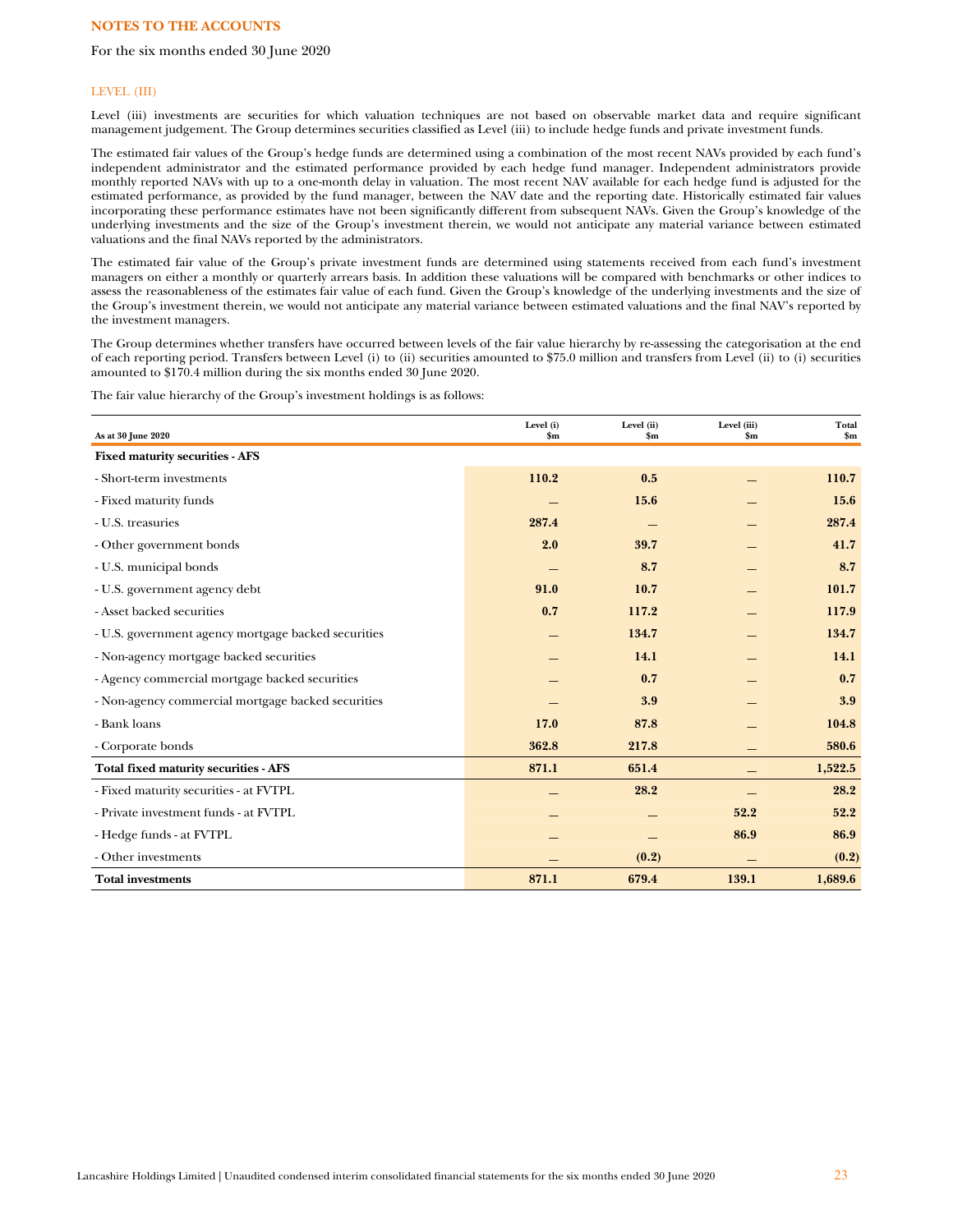## NOTES TO THE ACCOUNTS

For the six months ended 30 June 2020

### LEVEL (III)

Level (iii) investments are securities for which valuation techniques are not based on observable market data and require significant management judgement. The Group determines securities classified as Level (iii) to include hedge funds and private investment funds.

The estimated fair values of the Group's hedge funds are determined using a combination of the most recent NAVs provided by each fund's independent administrator and the estimated performance provided by each hedge fund manager. Independent administrators provide monthly reported NAVs with up to a one-month delay in valuation. The most recent NAV available for each hedge fund is adjusted for the estimated performance, as provided by the fund manager, between the NAV date and the reporting date. Historically estimated fair values incorporating these performance estimates have not been significantly different from subsequent NAVs. Given the Group's knowledge of the underlying investments and the size of the Group's investment therein, we would not anticipate any material variance between estimated valuations and the final NAVs reported by the administrators.

The estimated fair value of the Group's private investment funds are determined using statements received from each fund's investment managers on either a monthly or quarterly arrears basis. In addition these valuations will be compared with benchmarks or other indices to assess the reasonableness of the estimates fair value of each fund. Given the Group's knowledge of the underlying investments and the size of the Group's investment therein, we would not anticipate any material variance between estimated valuations and the final NAV's reported by the investment managers.

The Group determines whether transfers have occurred between levels of the fair value hierarchy by re-assessing the categorisation at the end of each reporting period. Transfers between Level (i) to (ii) securities amounted to $75.0 million and transfers from Level (ii) to (i) securities amounted to $170.4 million during the six months ended 30 June 2020.

The fair value hierarchy of the Group's investment holdings is as follows:

| As at 30 June 2020 | Level (i) $m | Level (ii) $m | Level (iii) $m | Total $m |
|---|---|---|---|---|
| **Fixed maturity securities - AFS** | | | | |
| - Short-term investments | 110.2 | 0.5 | — | 110.7 |
| - Fixed maturity funds | — | 15.6 | — | 15.6 |
| - U.S. treasuries | 287.4 | — | — | 287.4 |
| - Other government bonds | 2.0 | 39.7 | — | 41.7 |
| - U.S. municipal bonds | — | 8.7 | — | 8.7 |
| - U.S. government agency debt | 91.0 | 10.7 | — | 101.7 |
| - Asset backed securities | 0.7 | 117.2 | — | 117.9 |
| - U.S. government agency mortgage backed securities | — | 134.7 | — | 134.7 |
| - Non-agency mortgage backed securities | — | 14.1 | — | 14.1 |
| - Agency commercial mortgage backed securities | — | 0.7 | — | 0.7 |
| - Non-agency commercial mortgage backed securities | — | 3.9 | — | 3.9 |
| - Bank loans | 17.0 | 87.8 | — | 104.8 |
| - Corporate bonds | 362.8 | 217.8 | — | 580.6 |
| **Total fixed maturity securities - AFS** | **871.1** | **651.4** | **—** | **1,522.5** |
| - Fixed maturity securities - at FVTPL | — | 28.2 | — | 28.2 |
| - Private investment funds - at FVTPL | — | — | 52.2 | 52.2 |
| - Hedge funds - at FVTPL | — | — | 86.9 | 86.9 |
| - Other investments | — | (0.2) | — | (0.2) |
| **Total investments** | **871.1** | **679.4** | **139.1** | **1,689.6** |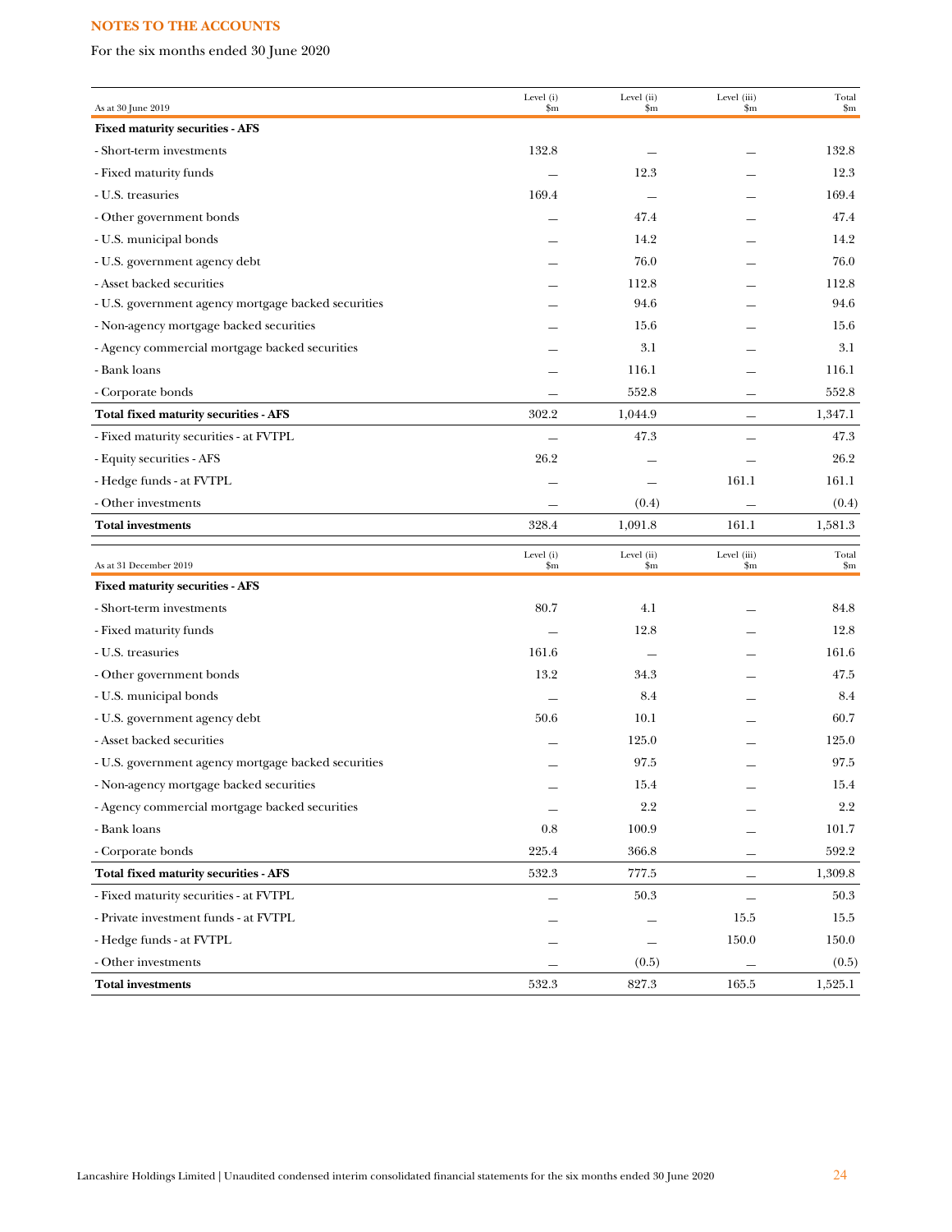## NOTES TO THE ACCOUNTS

For the six months ended 30 June 2020

| As at 30 June 2019 | Level (i) $m | Level (ii) $m | Level (iii) $m | Total $m |
|---|---|---|---|---|
| **Fixed maturity securities - AFS** | | | | |
| - Short-term investments | 132.8 | — | — | 132.8 |
| - Fixed maturity funds | — | 12.3 | — | 12.3 |
| - U.S. treasuries | 169.4 | — | — | 169.4 |
| - Other government bonds | — | 47.4 | — | 47.4 |
| - U.S. municipal bonds | — | 14.2 | — | 14.2 |
| - U.S. government agency debt | — | 76.0 | — | 76.0 |
| - Asset backed securities | — | 112.8 | — | 112.8 |
| - U.S. government agency mortgage backed securities | — | 94.6 | — | 94.6 |
| - Non-agency mortgage backed securities | — | 15.6 | — | 15.6 |
| - Agency commercial mortgage backed securities | — | 3.1 | — | 3.1 |
| - Bank loans | — | 116.1 | — | 116.1 |
| - Corporate bonds | — | 552.8 | — | 552.8 |
| **Total fixed maturity securities - AFS** | 302.2 | 1,044.9 | — | 1,347.1 |
| - Fixed maturity securities - at FVTPL | — | 47.3 | — | 47.3 |
| - Equity securities - AFS | 26.2 | — | — | 26.2 |
| - Hedge funds - at FVTPL | — | — | 161.1 | 161.1 |
| - Other investments | — | (0.4) | — | (0.4) |
| **Total investments** | 328.4 | 1,091.8 | 161.1 | 1,581.3 |

| As at 31 December 2019 | Level (i) $m | Level (ii) $m | Level (iii) $m | Total $m |
|---|---|---|---|---|
| **Fixed maturity securities - AFS** | | | | |
| - Short-term investments | 80.7 | 4.1 | — | 84.8 |
| - Fixed maturity funds | — | 12.8 | — | 12.8 |
| - U.S. treasuries | 161.6 | — | — | 161.6 |
| - Other government bonds | 13.2 | 34.3 | — | 47.5 |
| - U.S. municipal bonds | — | 8.4 | — | 8.4 |
| - U.S. government agency debt | 50.6 | 10.1 | — | 60.7 |
| - Asset backed securities | — | 125.0 | — | 125.0 |
| - U.S. government agency mortgage backed securities | — | 97.5 | — | 97.5 |
| - Non-agency mortgage backed securities | — | 15.4 | — | 15.4 |
| - Agency commercial mortgage backed securities | — | 2.2 | — | 2.2 |
| - Bank loans | 0.8 | 100.9 | — | 101.7 |
| - Corporate bonds | 225.4 | 366.8 | — | 592.2 |
| **Total fixed maturity securities - AFS** | 532.3 | 777.5 | — | 1,309.8 |
| - Fixed maturity securities - at FVTPL | — | 50.3 | — | 50.3 |
| - Private investment funds - at FVTPL | — | — | 15.5 | 15.5 |
| - Hedge funds - at FVTPL | — | — | 150.0 | 150.0 |
| - Other investments | — | (0.5) | — | (0.5) |
| **Total investments** | 532.3 | 827.3 | 165.5 | 1,525.1 |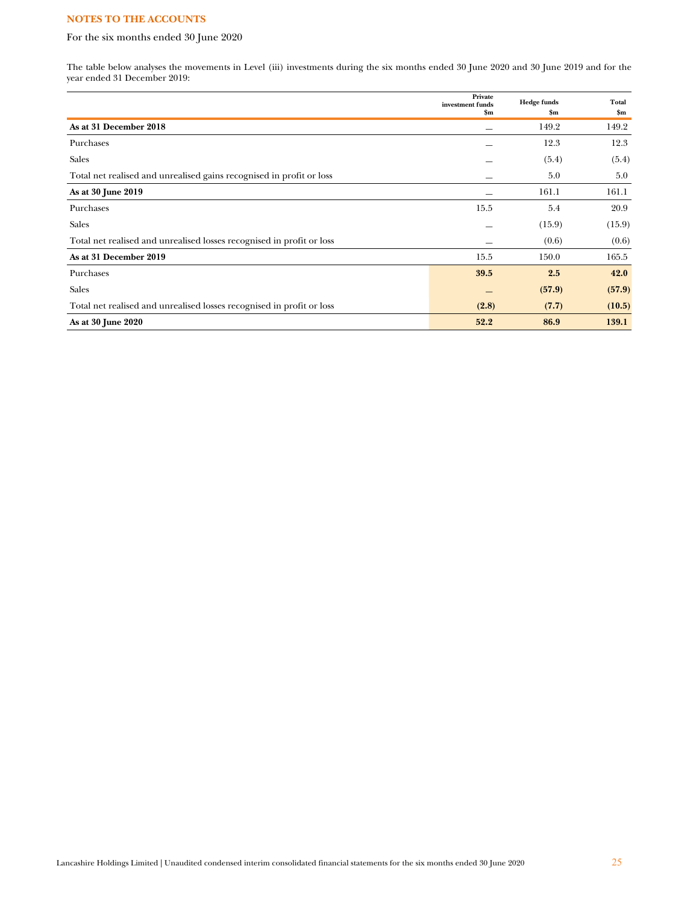## NOTES TO THE ACCOUNTS

For the six months ended 30 June 2020

The table below analyses the movements in Level (iii) investments during the six months ended 30 June 2020 and 30 June 2019 and for the year ended 31 December 2019:

| | Private investment funds $m | Hedge funds $m | Total $m |
|---|---|---|---|
| **As at 31 December 2018** | — | 149.2 | 149.2 |
| Purchases | — | 12.3 | 12.3 |
| Sales | — | (5.4) | (5.4) |
| Total net realised and unrealised gains recognised in profit or loss | — | 5.0 | 5.0 |
| **As at 30 June 2019** | — | 161.1 | 161.1 |
| Purchases | 15.5 | 5.4 | 20.9 |
| Sales | — | (15.9) | (15.9) |
| Total net realised and unrealised losses recognised in profit or loss | — | (0.6) | (0.6) |
| **As at 31 December 2019** | 15.5 | 150.0 | 165.5 |
| Purchases | **39.5** | **2.5** | **42.0** |
| Sales | — | **(57.9)** | **(57.9)** |
| Total net realised and unrealised losses recognised in profit or loss | **(2.8)** | **(7.7)** | **(10.5)** |
| **As at 30 June 2020** | **52.2** | **86.9** | **139.1** |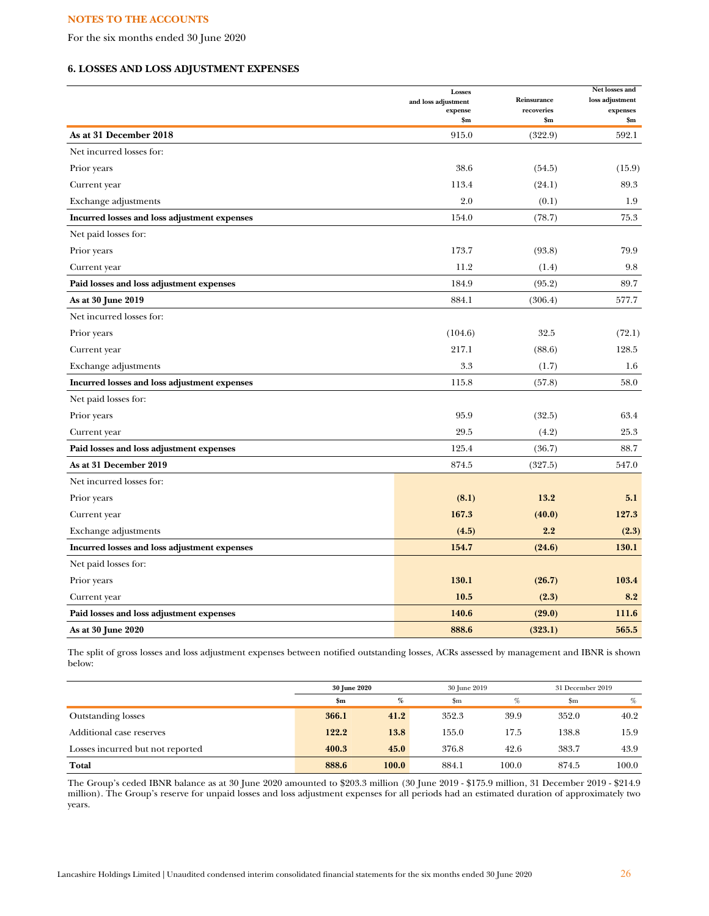NOTES TO THE ACCOUNTS

For the six months ended 30 June 2020

## 6. LOSSES AND LOSS ADJUSTMENT EXPENSES

| | Losses and loss adjustment expense $m | Reinsurance recoveries $m | Net losses and loss adjustment expenses $m |
|---|---|---|---|
| **As at 31 December 2018** | 915.0 | (322.9) | 592.1 |
| Net incurred losses for: | | | |
| Prior years | 38.6 | (54.5) | (15.9) |
| Current year | 113.4 | (24.1) | 89.3 |
| Exchange adjustments | 2.0 | (0.1) | 1.9 |
| **Incurred losses and loss adjustment expenses** | 154.0 | (78.7) | 75.3 |
| Net paid losses for: | | | |
| Prior years | 173.7 | (93.8) | 79.9 |
| Current year | 11.2 | (1.4) | 9.8 |
| **Paid losses and loss adjustment expenses** | 184.9 | (95.2) | 89.7 |
| **As at 30 June 2019** | 884.1 | (306.4) | 577.7 |
| Net incurred losses for: | | | |
| Prior years | (104.6) | 32.5 | (72.1) |
| Current year | 217.1 | (88.6) | 128.5 |
| Exchange adjustments | 3.3 | (1.7) | 1.6 |
| **Incurred losses and loss adjustment expenses** | 115.8 | (57.8) | 58.0 |
| Net paid losses for: | | | |
| Prior years | 95.9 | (32.5) | 63.4 |
| Current year | 29.5 | (4.2) | 25.3 |
| **Paid losses and loss adjustment expenses** | 125.4 | (36.7) | 88.7 |
| **As at 31 December 2019** | 874.5 | (327.5) | 547.0 |
| Net incurred losses for: | | | |
| Prior years | **(8.1)** | **13.2** | **5.1** |
| Current year | **167.3** | **(40.0)** | **127.3** |
| Exchange adjustments | **(4.5)** | **2.2** | **(2.3)** |
| **Incurred losses and loss adjustment expenses** | **154.7** | **(24.6)** | **130.1** |
| Net paid losses for: | | | |
| Prior years | **130.1** | **(26.7)** | **103.4** |
| Current year | **10.5** | **(2.3)** | **8.2** |
| **Paid losses and loss adjustment expenses** | **140.6** | **(29.0)** | **111.6** |
| **As at 30 June 2020** | **888.6** | **(323.1)** | **565.5** |

The split of gross losses and loss adjustment expenses between notified outstanding losses, ACRs assessed by management and IBNR is shown below:

| | **30 June 2020** | | 30 June 2019 | | 31 December 2019 | |
|---|---|---|---|---|---|---|
| | **$m** | **%** | $m | % | $m | % |
| Outstanding losses | **366.1** | **41.2** | 352.3 | 39.9 | 352.0 | 40.2 |
| Additional case reserves | **122.2** | **13.8** | 155.0 | 17.5 | 138.8 | 15.9 |
| Losses incurred but not reported | **400.3** | **45.0** | 376.8 | 42.6 | 383.7 | 43.9 |
| **Total** | **888.6** | **100.0** | 884.1 | 100.0 | 874.5 | 100.0 |

The Group's ceded IBNR balance as at 30 June 2020 amounted to $203.3 million (30 June 2019 - $175.9 million, 31 December 2019 - $214.9 million). The Group's reserve for unpaid losses and loss adjustment expenses for all periods had an estimated duration of approximately two years.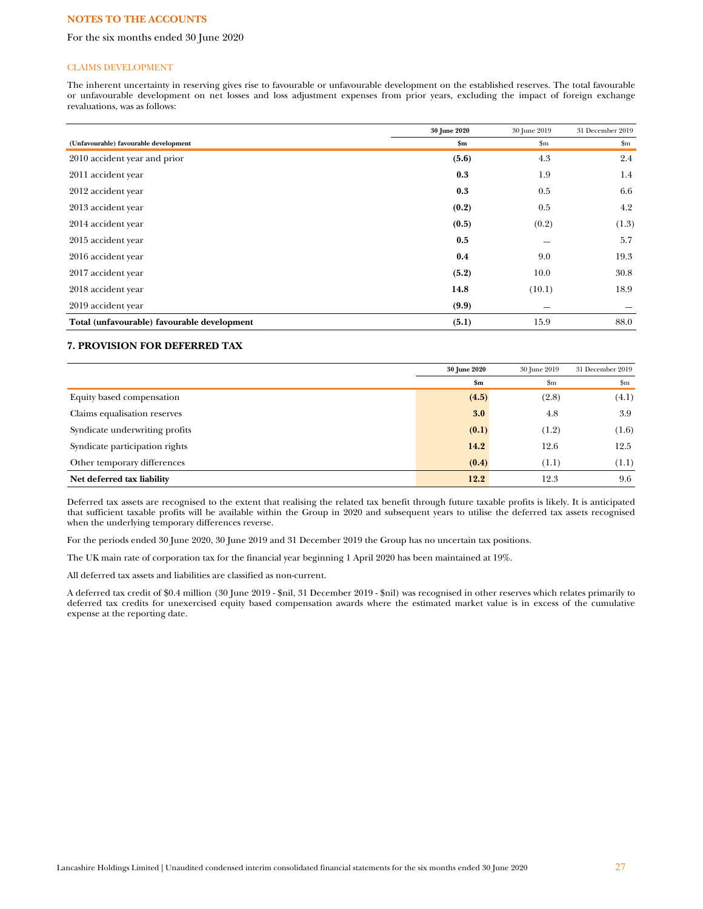**NOTES TO THE ACCOUNTS**

For the six months ended 30 June 2020

CLAIMS DEVELOPMENT

The inherent uncertainty in reserving gives rise to favourable or unfavourable development on the established reserves. The total favourable or unfavourable development on net losses and loss adjustment expenses from prior years, excluding the impact of foreign exchange revaluations, was as follows:

| | **30 June 2020** | 30 June 2019 | 31 December 2019 |
|---|---|---|---|
| **(Unfavourable) favourable development** | **$m** | $m | $m |
| 2010 accident year and prior | **(5.6)** | 4.3 | 2.4 |
| 2011 accident year | **0.3** | 1.9 | 1.4 |
| 2012 accident year | **0.3** | 0.5 | 6.6 |
| 2013 accident year | **(0.2)** | 0.5 | 4.2 |
| 2014 accident year | **(0.5)** | (0.2) | (1.3) |
| 2015 accident year | **0.5** | — | 5.7 |
| 2016 accident year | **0.4** | 9.0 | 19.3 |
| 2017 accident year | **(5.2)** | 10.0 | 30.8 |
| 2018 accident year | **14.8** | (10.1) | 18.9 |
| 2019 accident year | **(9.9)** | — | — |
| **Total (unfavourable) favourable development** | **(5.1)** | 15.9 | 88.0 |

## 7. PROVISION FOR DEFERRED TAX

| | **30 June 2020** | 30 June 2019 | 31 December 2019 |
|---|---|---|---|
| | **$m** | $m | $m |
| Equity based compensation | **(4.5)** | (2.8) | (4.1) |
| Claims equalisation reserves | **3.0** | 4.8 | 3.9 |
| Syndicate underwriting profits | **(0.1)** | (1.2) | (1.6) |
| Syndicate participation rights | **14.2** | 12.6 | 12.5 |
| Other temporary differences | **(0.4)** | (1.1) | (1.1) |
| **Net deferred tax liability** | **12.2** | 12.3 | 9.6 |

Deferred tax assets are recognised to the extent that realising the related tax benefit through future taxable profits is likely. It is anticipated that sufficient taxable profits will be available within the Group in 2020 and subsequent years to utilise the deferred tax assets recognised when the underlying temporary differences reverse.

For the periods ended 30 June 2020, 30 June 2019 and 31 December 2019 the Group has no uncertain tax positions.

The UK main rate of corporation tax for the financial year beginning 1 April 2020 has been maintained at 19%.

All deferred tax assets and liabilities are classified as non-current.

A deferred tax credit of $0.4 million (30 June 2019 - $nil, 31 December 2019 - $nil) was recognised in other reserves which relates primarily to deferred tax credits for unexercised equity based compensation awards where the estimated market value is in excess of the cumulative expense at the reporting date.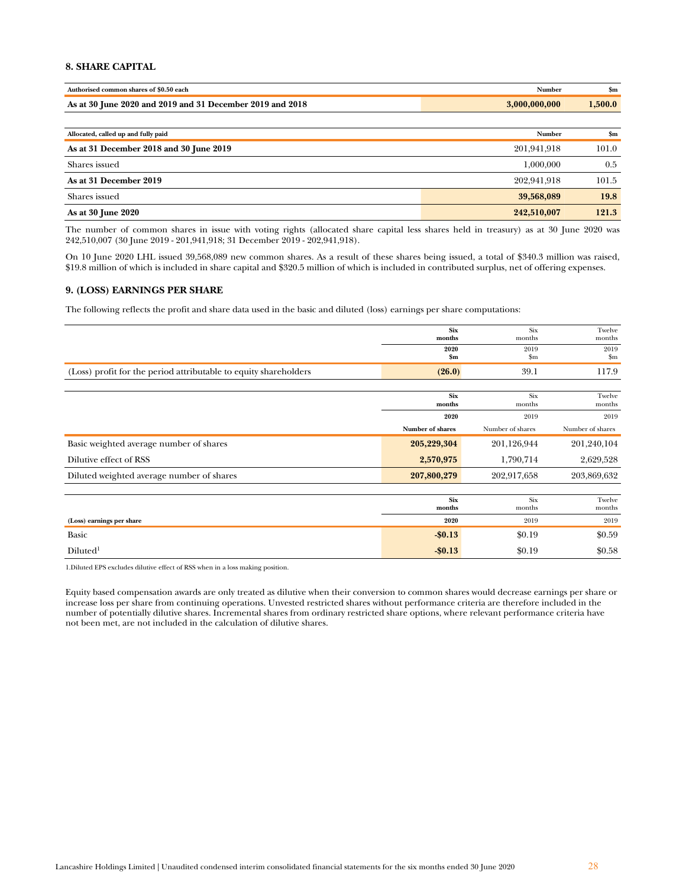## 8. SHARE CAPITAL

| Authorised common shares of $0.50 each | Number | $m |
|---|---|---|
| **As at 30 June 2020 and 2019 and 31 December 2019 and 2018** | **3,000,000,000** | **1,500.0** |

| Allocated, called up and fully paid | Number | $m |
|---|---|---|
| **As at 31 December 2018 and 30 June 2019** | 201,941,918 | 101.0 |
| Shares issued | 1,000,000 | 0.5 |
| **As at 31 December 2019** | 202,941,918 | 101.5 |
| Shares issued | **39,568,089** | **19.8** |
| **As at 30 June 2020** | **242,510,007** | **121.3** |

The number of common shares in issue with voting rights (allocated share capital less shares held in treasury) as at 30 June 2020 was 242,510,007 (30 June 2019 - 201,941,918; 31 December 2019 - 202,941,918).

On 10 June 2020 LHL issued 39,568,089 new common shares. As a result of these shares being issued, a total of $340.3 million was raised, $19.8 million of which is included in share capital and $320.5 million of which is included in contributed surplus, net of offering expenses.

## 9. (LOSS) EARNINGS PER SHARE

The following reflects the profit and share data used in the basic and diluted (loss) earnings per share computations:

| | **Six months 2020 $m** | Six months 2019 $m | Twelve months 2019 $m |
|---|---|---|---|
| (Loss) profit for the period attributable to equity shareholders | **(26.0)** | 39.1 | 117.9 |

| | **Six months 2020 Number of shares** | Six months 2019 Number of shares | Twelve months 2019 Number of shares |
|---|---|---|---|
| Basic weighted average number of shares | **205,229,304** | 201,126,944 | 201,240,104 |
| Dilutive effect of RSS | **2,570,975** | 1,790,714 | 2,629,528 |
| Diluted weighted average number of shares | **207,800,279** | 202,917,658 | 203,869,632 |

| (Loss) earnings per share | **Six months 2020** | Six months 2019 | Twelve months 2019 |
|---|---|---|---|
| Basic | **-$0.13** | $0.19 | $0.59 |
| Diluted[1] | **-$0.13** | $0.19 | $0.58 |

1.Diluted EPS excludes dilutive effect of RSS when in a loss making position.

Equity based compensation awards are only treated as dilutive when their conversion to common shares would decrease earnings per share or increase loss per share from continuing operations. Unvested restricted shares without performance criteria are therefore included in the number of potentially dilutive shares. Incremental shares from ordinary restricted share options, where relevant performance criteria have not been met, are not included in the calculation of dilutive shares.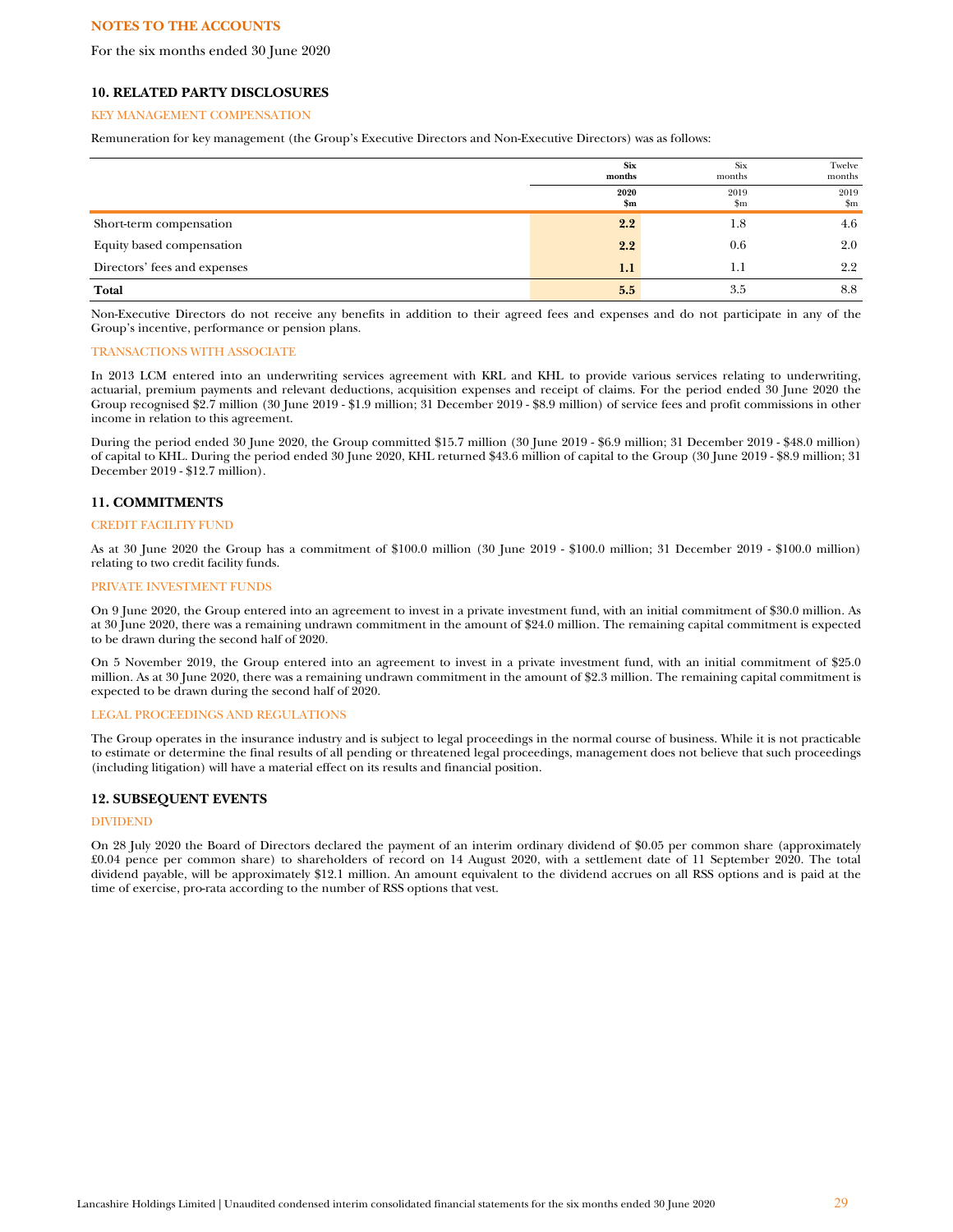# NOTES TO THE ACCOUNTS

For the six months ended 30 June 2020

## 10. RELATED PARTY DISCLOSURES

### KEY MANAGEMENT COMPENSATION

Remuneration for key management (the Group's Executive Directors and Non-Executive Directors) was as follows:

| | **Six months 2020 $m** | Six months 2019 $m | Twelve months 2019 $m |
|---|---|---|---|
| Short-term compensation | **2.2** | 1.8 | 4.6 |
| Equity based compensation | **2.2** | 0.6 | 2.0 |
| Directors' fees and expenses | **1.1** | 1.1 | 2.2 |
| **Total** | **5.5** | 3.5 | 8.8 |

Non-Executive Directors do not receive any benefits in addition to their agreed fees and expenses and do not participate in any of the Group's incentive, performance or pension plans.

### TRANSACTIONS WITH ASSOCIATE

In 2013 LCM entered into an underwriting services agreement with KRL and KHL to provide various services relating to underwriting, actuarial, premium payments and relevant deductions, acquisition expenses and receipt of claims. For the period ended 30 June 2020 the Group recognised $2.7 million (30 June 2019 - $1.9 million; 31 December 2019 - $8.9 million) of service fees and profit commissions in other income in relation to this agreement.

During the period ended 30 June 2020, the Group committed $15.7 million (30 June 2019 - $6.9 million; 31 December 2019 - $48.0 million) of capital to KHL. During the period ended 30 June 2020, KHL returned $43.6 million of capital to the Group (30 June 2019 - $8.9 million; 31 December 2019 - $12.7 million).

## 11. COMMITMENTS

### CREDIT FACILITY FUND

As at 30 June 2020 the Group has a commitment of $100.0 million (30 June 2019 - $100.0 million; 31 December 2019 - $100.0 million) relating to two credit facility funds.

### PRIVATE INVESTMENT FUNDS

On 9 June 2020, the Group entered into an agreement to invest in a private investment fund, with an initial commitment of $30.0 million. As at 30 June 2020, there was a remaining undrawn commitment in the amount of $24.0 million. The remaining capital commitment is expected to be drawn during the second half of 2020.

On 5 November 2019, the Group entered into an agreement to invest in a private investment fund, with an initial commitment of $25.0 million. As at 30 June 2020, there was a remaining undrawn commitment in the amount of $2.3 million. The remaining capital commitment is expected to be drawn during the second half of 2020.

### LEGAL PROCEEDINGS AND REGULATIONS

The Group operates in the insurance industry and is subject to legal proceedings in the normal course of business. While it is not practicable to estimate or determine the final results of all pending or threatened legal proceedings, management does not believe that such proceedings (including litigation) will have a material effect on its results and financial position.

## 12. SUBSEQUENT EVENTS

### DIVIDEND

On 28 July 2020 the Board of Directors declared the payment of an interim ordinary dividend of $0.05 per common share (approximately £0.04 pence per common share) to shareholders of record on 14 August 2020, with a settlement date of 11 September 2020. The total dividend payable, will be approximately $12.1 million. An amount equivalent to the dividend accrues on all RSS options and is paid at the time of exercise, pro-rata according to the number of RSS options that vest.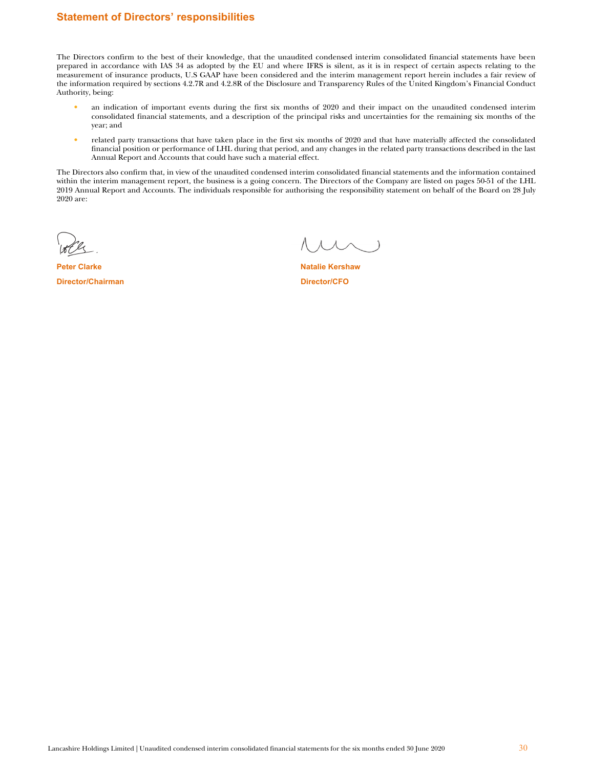# Statement of Directors' responsibilities

The Directors confirm to the best of their knowledge, that the unaudited condensed interim consolidated financial statements have been prepared in accordance with IAS 34 as adopted by the EU and where IFRS is silent, as it is in respect of certain aspects relating to the measurement of insurance products, U.S GAAP have been considered and the interim management report herein includes a fair review of the information required by sections 4.2.7R and 4.2.8R of the Disclosure and Transparency Rules of the United Kingdom's Financial Conduct Authority, being:

- an indication of important events during the first six months of 2020 and their impact on the unaudited condensed interim consolidated financial statements, and a description of the principal risks and uncertainties for the remaining six months of the year; and
- related party transactions that have taken place in the first six months of 2020 and that have materially affected the consolidated financial position or performance of LHL during that period, and any changes in the related party transactions described in the last Annual Report and Accounts that could have such a material effect.

The Directors also confirm that, in view of the unaudited condensed interim consolidated financial statements and the information contained within the interim management report, the business is a going concern. The Directors of the Company are listed on pages 50-51 of the LHL 2019 Annual Report and Accounts. The individuals responsible for authorising the responsibility statement on behalf of the Board on 28 July 2020 are:

**Peter Clarke**

**Director/Chairman**

**Natalie Kershaw**

**Director/CFO**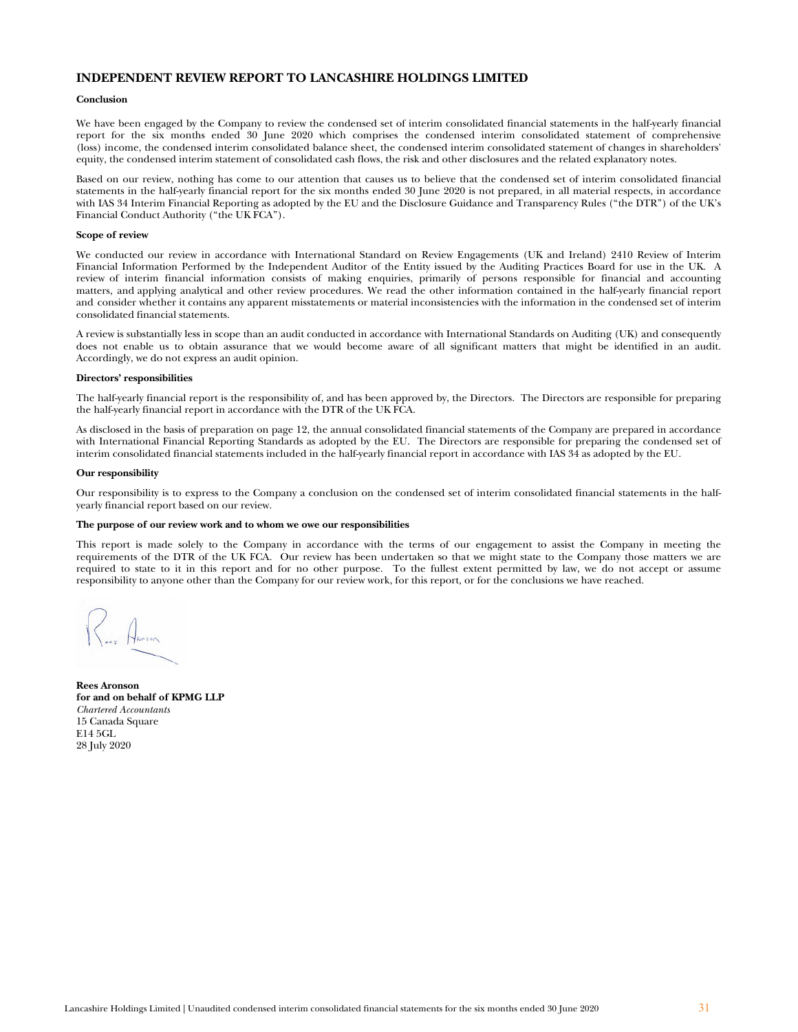# INDEPENDENT REVIEW REPORT TO LANCASHIRE HOLDINGS LIMITED

**Conclusion**

We have been engaged by the Company to review the condensed set of interim consolidated financial statements in the half-yearly financial report for the six months ended 30 June 2020 which comprises the condensed interim consolidated statement of comprehensive (loss) income, the condensed interim consolidated balance sheet, the condensed interim consolidated statement of changes in shareholders' equity, the condensed interim statement of consolidated cash flows, the risk and other disclosures and the related explanatory notes.

Based on our review, nothing has come to our attention that causes us to believe that the condensed set of interim consolidated financial statements in the half-yearly financial report for the six months ended 30 June 2020 is not prepared, in all material respects, in accordance with IAS 34 Interim Financial Reporting as adopted by the EU and the Disclosure Guidance and Transparency Rules ("the DTR") of the UK's Financial Conduct Authority ("the UK FCA").

**Scope of review**

We conducted our review in accordance with International Standard on Review Engagements (UK and Ireland) 2410 Review of Interim Financial Information Performed by the Independent Auditor of the Entity issued by the Auditing Practices Board for use in the UK. A review of interim financial information consists of making enquiries, primarily of persons responsible for financial and accounting matters, and applying analytical and other review procedures. We read the other information contained in the half-yearly financial report and consider whether it contains any apparent misstatements or material inconsistencies with the information in the condensed set of interim consolidated financial statements.

A review is substantially less in scope than an audit conducted in accordance with International Standards on Auditing (UK) and consequently does not enable us to obtain assurance that we would become aware of all significant matters that might be identified in an audit. Accordingly, we do not express an audit opinion.

**Directors' responsibilities**

The half-yearly financial report is the responsibility of, and has been approved by, the Directors. The Directors are responsible for preparing the half-yearly financial report in accordance with the DTR of the UK FCA.

As disclosed in the basis of preparation on page 12, the annual consolidated financial statements of the Company are prepared in accordance with International Financial Reporting Standards as adopted by the EU. The Directors are responsible for preparing the condensed set of interim consolidated financial statements included in the half-yearly financial report in accordance with IAS 34 as adopted by the EU.

**Our responsibility**

Our responsibility is to express to the Company a conclusion on the condensed set of interim consolidated financial statements in the half-yearly financial report based on our review.

**The purpose of our review work and to whom we owe our responsibilities**

This report is made solely to the Company in accordance with the terms of our engagement to assist the Company in meeting the requirements of the DTR of the UK FCA. Our review has been undertaken so that we might state to the Company those matters we are required to state to it in this report and for no other purpose. To the fullest extent permitted by law, we do not accept or assume responsibility to anyone other than the Company for our review work, for this report, or for the conclusions we have reached.

**Rees Aronson**
**for and on behalf of KPMG LLP**
*Chartered Accountants*
15 Canada Square
E14 5GL
28 July 2020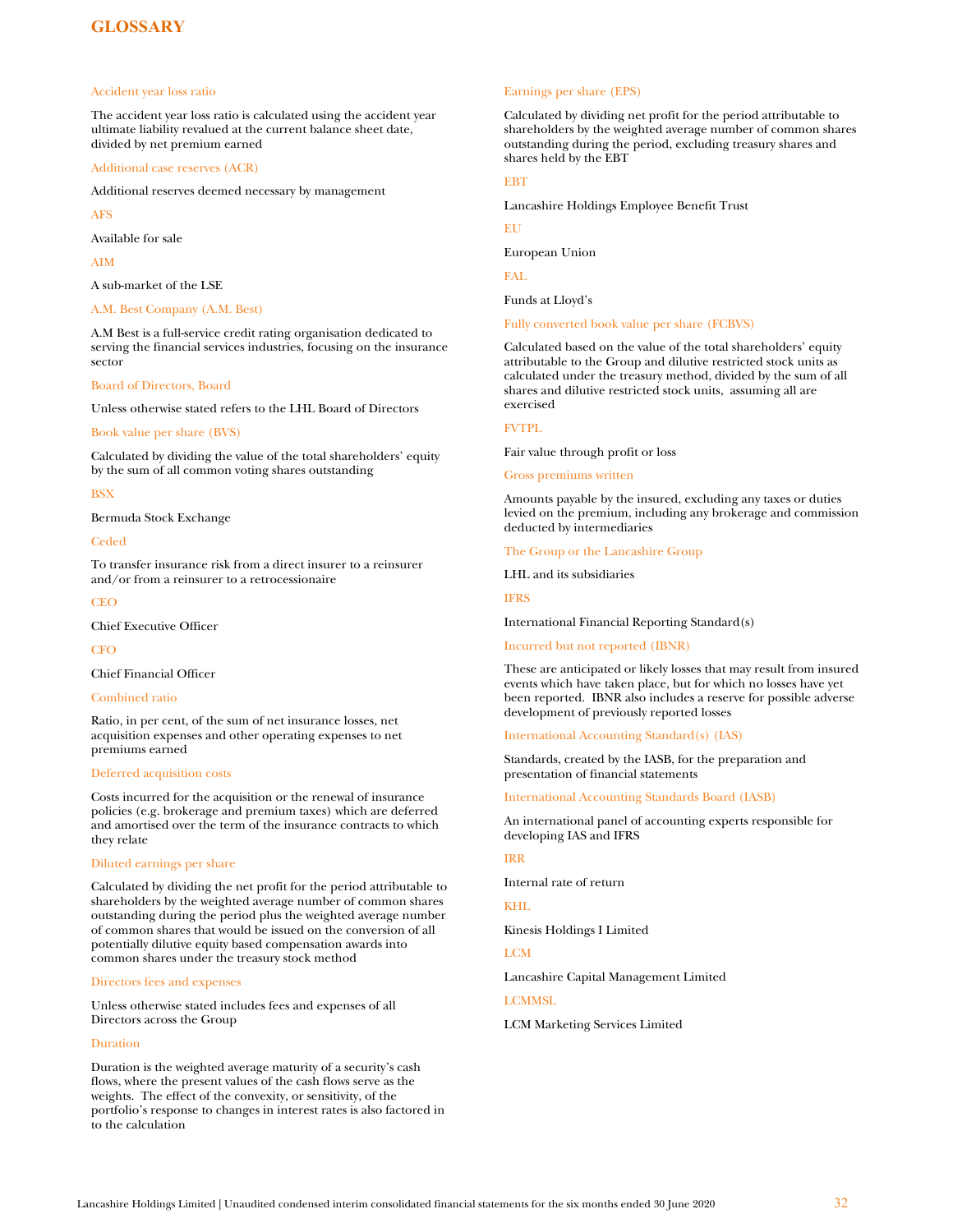# GLOSSARY

### Accident year loss ratio

The accident year loss ratio is calculated using the accident year ultimate liability revalued at the current balance sheet date, divided by net premium earned

### Additional case reserves (ACR)

Additional reserves deemed necessary by management

### AFS

Available for sale

### AIM

A sub-market of the LSE

### A.M. Best Company (A.M. Best)

A.M Best is a full-service credit rating organisation dedicated to serving the financial services industries, focusing on the insurance sector

### Board of Directors, Board

Unless otherwise stated refers to the LHL Board of Directors

### Book value per share (BVS)

Calculated by dividing the value of the total shareholders' equity by the sum of all common voting shares outstanding

### BSX

Bermuda Stock Exchange

### Ceded

To transfer insurance risk from a direct insurer to a reinsurer and/or from a reinsurer to a retrocessionaire

### CEO

Chief Executive Officer

### CFO

Chief Financial Officer

### Combined ratio

Ratio, in per cent, of the sum of net insurance losses, net acquisition expenses and other operating expenses to net premiums earned

### Deferred acquisition costs

Costs incurred for the acquisition or the renewal of insurance policies (e.g. brokerage and premium taxes) which are deferred and amortised over the term of the insurance contracts to which they relate

### Diluted earnings per share

Calculated by dividing the net profit for the period attributable to shareholders by the weighted average number of common shares outstanding during the period plus the weighted average number of common shares that would be issued on the conversion of all potentially dilutive equity based compensation awards into common shares under the treasury stock method

### Directors fees and expenses

Unless otherwise stated includes fees and expenses of all Directors across the Group

### Duration

Duration is the weighted average maturity of a security's cash flows, where the present values of the cash flows serve as the weights. The effect of the convexity, or sensitivity, of the portfolio's response to changes in interest rates is also factored in to the calculation

### Earnings per share (EPS)

Calculated by dividing net profit for the period attributable to shareholders by the weighted average number of common shares outstanding during the period, excluding treasury shares and shares held by the EBT

### EBT

Lancashire Holdings Employee Benefit Trust

### EU

European Union

### FAL

Funds at Lloyd's

### Fully converted book value per share (FCBVS)

Calculated based on the value of the total shareholders' equity attributable to the Group and dilutive restricted stock units as calculated under the treasury method, divided by the sum of all shares and dilutive restricted stock units, assuming all are exercised

### FVTPL

Fair value through profit or loss

### Gross premiums written

Amounts payable by the insured, excluding any taxes or duties levied on the premium, including any brokerage and commission deducted by intermediaries

### The Group or the Lancashire Group

LHL and its subsidiaries

### IFRS

International Financial Reporting Standard(s)

### Incurred but not reported (IBNR)

These are anticipated or likely losses that may result from insured events which have taken place, but for which no losses have yet been reported. IBNR also includes a reserve for possible adverse development of previously reported losses

### International Accounting Standard(s) (IAS)

Standards, created by the IASB, for the preparation and presentation of financial statements

### International Accounting Standards Board (IASB)

An international panel of accounting experts responsible for developing IAS and IFRS

### IRR

Internal rate of return

### KHL

Kinesis Holdings I Limited

### LCM

Lancashire Capital Management Limited

### LCMMSL

LCM Marketing Services Limited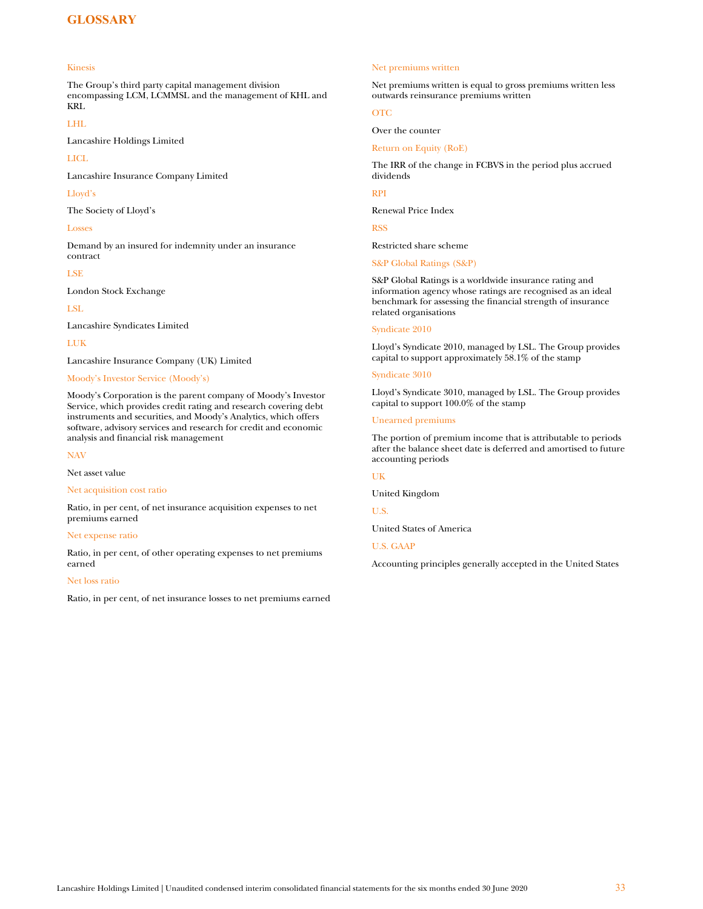# GLOSSARY

### Kinesis

The Group's third party capital management division encompassing LCM, LCMMSL and the management of KHL and KRL

### LHL

Lancashire Holdings Limited

### LICL

Lancashire Insurance Company Limited

### Lloyd's

The Society of Lloyd's

### Losses

Demand by an insured for indemnity under an insurance contract

### LSE

London Stock Exchange

### LSL

Lancashire Syndicates Limited

### LUK

Lancashire Insurance Company (UK) Limited

### Moody's Investor Service (Moody's)

Moody's Corporation is the parent company of Moody's Investor Service, which provides credit rating and research covering debt instruments and securities, and Moody's Analytics, which offers software, advisory services and research for credit and economic analysis and financial risk management

### NAV

Net asset value

### Net acquisition cost ratio

Ratio, in per cent, of net insurance acquisition expenses to net premiums earned

### Net expense ratio

Ratio, in per cent, of other operating expenses to net premiums earned

### Net loss ratio

Ratio, in per cent, of net insurance losses to net premiums earned

### Net premiums written

Net premiums written is equal to gross premiums written less outwards reinsurance premiums written

### OTC

Over the counter

### Return on Equity (RoE)

The IRR of the change in FCBVS in the period plus accrued dividends

### RPI

Renewal Price Index

### RSS

Restricted share scheme

### S&P Global Ratings (S&P)

S&P Global Ratings is a worldwide insurance rating and information agency whose ratings are recognised as an ideal benchmark for assessing the financial strength of insurance related organisations

### Syndicate 2010

Lloyd's Syndicate 2010, managed by LSL. The Group provides capital to support approximately 58.1% of the stamp

### Syndicate 3010

Lloyd's Syndicate 3010, managed by LSL. The Group provides capital to support 100.0% of the stamp

### Unearned premiums

The portion of premium income that is attributable to periods after the balance sheet date is deferred and amortised to future accounting periods

### UK

United Kingdom

### U.S.

United States of America

### U.S. GAAP

Accounting principles generally accepted in the United States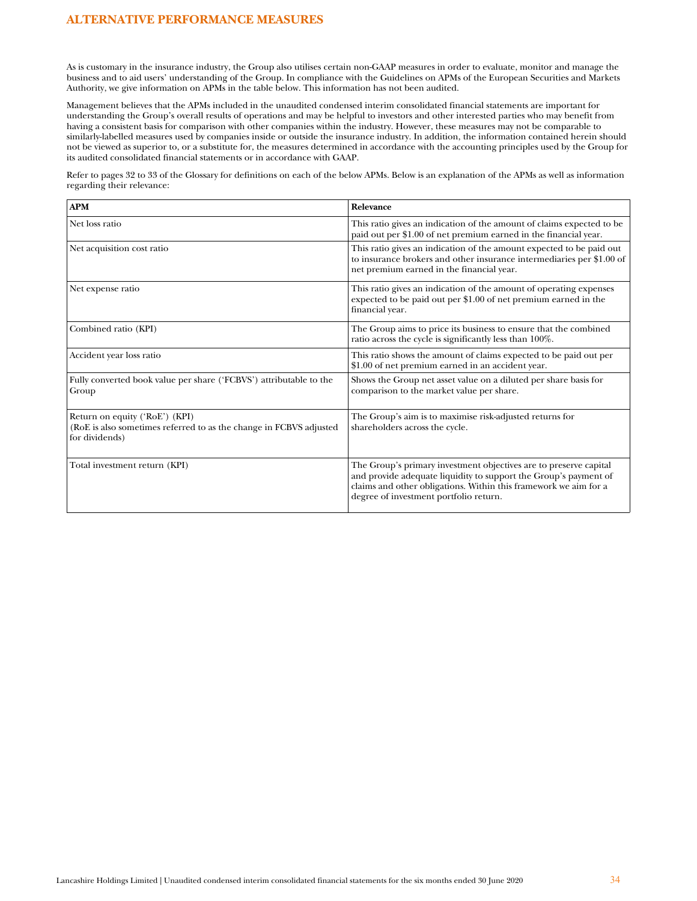# ALTERNATIVE PERFORMANCE MEASURES

As is customary in the insurance industry, the Group also utilises certain non-GAAP measures in order to evaluate, monitor and manage the business and to aid users' understanding of the Group. In compliance with the Guidelines on APMs of the European Securities and Markets Authority, we give information on APMs in the table below. This information has not been audited.

Management believes that the APMs included in the unaudited condensed interim consolidated financial statements are important for understanding the Group's overall results of operations and may be helpful to investors and other interested parties who may benefit from having a consistent basis for comparison with other companies within the industry. However, these measures may not be comparable to similarly-labelled measures used by companies inside or outside the insurance industry. In addition, the information contained herein should not be viewed as superior to, or a substitute for, the measures determined in accordance with the accounting principles used by the Group for its audited consolidated financial statements or in accordance with GAAP.

Refer to pages 32 to 33 of the Glossary for definitions on each of the below APMs. Below is an explanation of the APMs as well as information regarding their relevance:

| APM | Relevance |
|---|---|
| Net loss ratio | This ratio gives an indication of the amount of claims expected to be paid out per $1.00 of net premium earned in the financial year. |
| Net acquisition cost ratio | This ratio gives an indication of the amount expected to be paid out to insurance brokers and other insurance intermediaries per $1.00 of net premium earned in the financial year. |
| Net expense ratio | This ratio gives an indication of the amount of operating expenses expected to be paid out per $1.00 of net premium earned in the financial year. |
| Combined ratio (KPI) | The Group aims to price its business to ensure that the combined ratio across the cycle is significantly less than 100%. |
| Accident year loss ratio | This ratio shows the amount of claims expected to be paid out per $1.00 of net premium earned in an accident year. |
| Fully converted book value per share ('FCBVS') attributable to the Group | Shows the Group net asset value on a diluted per share basis for comparison to the market value per share. |
| Return on equity ('RoE') (KPI)<br>(RoE is also sometimes referred to as the change in FCBVS adjusted for dividends) | The Group's aim is to maximise risk-adjusted returns for shareholders across the cycle. |
| Total investment return (KPI) | The Group's primary investment objectives are to preserve capital and provide adequate liquidity to support the Group's payment of claims and other obligations. Within this framework we aim for a degree of investment portfolio return. |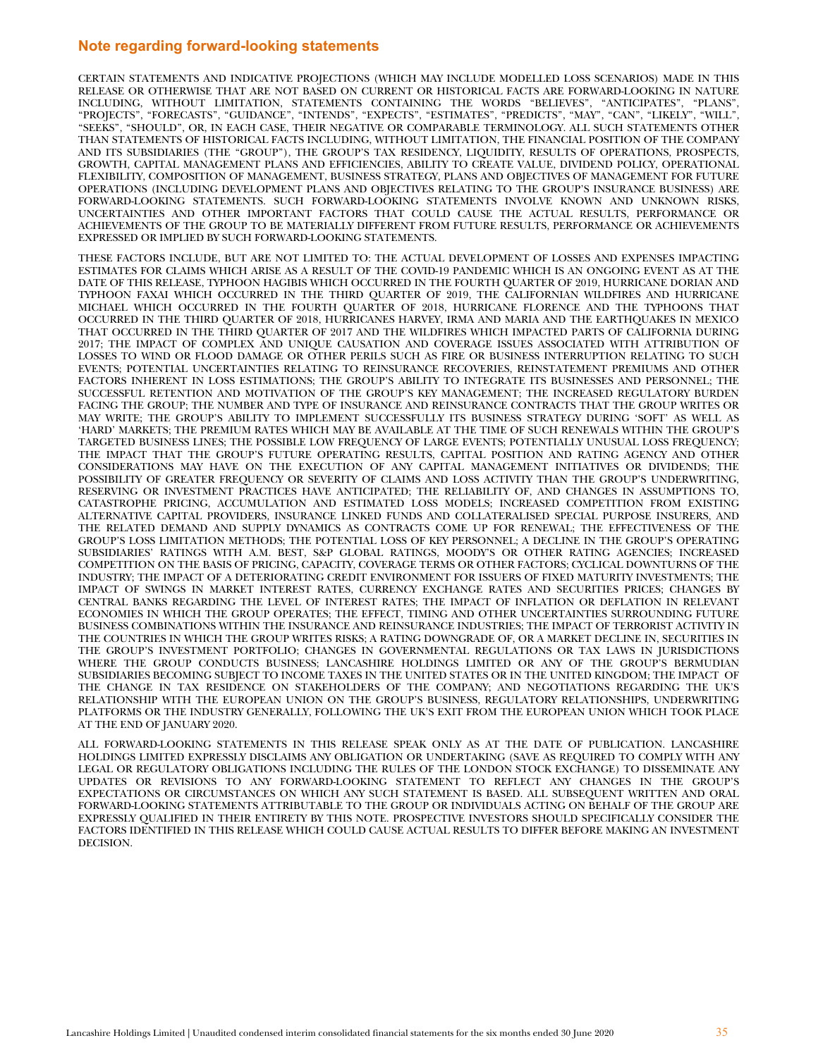## Note regarding forward-looking statements

CERTAIN STATEMENTS AND INDICATIVE PROJECTIONS (WHICH MAY INCLUDE MODELLED LOSS SCENARIOS) MADE IN THIS RELEASE OR OTHERWISE THAT ARE NOT BASED ON CURRENT OR HISTORICAL FACTS ARE FORWARD-LOOKING IN NATURE INCLUDING, WITHOUT LIMITATION, STATEMENTS CONTAINING THE WORDS "BELIEVES", "ANTICIPATES", "PLANS", "PROJECTS", "FORECASTS", "GUIDANCE", "INTENDS", "EXPECTS", "ESTIMATES", "PREDICTS", "MAY", "CAN", "LIKELY", "WILL", "SEEKS", "SHOULD", OR, IN EACH CASE, THEIR NEGATIVE OR COMPARABLE TERMINOLOGY. ALL SUCH STATEMENTS OTHER THAN STATEMENTS OF HISTORICAL FACTS INCLUDING, WITHOUT LIMITATION, THE FINANCIAL POSITION OF THE COMPANY AND ITS SUBSIDIARIES (THE "GROUP"), THE GROUP'S TAX RESIDENCY, LIQUIDITY, RESULTS OF OPERATIONS, PROSPECTS, GROWTH, CAPITAL MANAGEMENT PLANS AND EFFICIENCIES, ABILITY TO CREATE VALUE, DIVIDEND POLICY, OPERATIONAL FLEXIBILITY, COMPOSITION OF MANAGEMENT, BUSINESS STRATEGY, PLANS AND OBJECTIVES OF MANAGEMENT FOR FUTURE OPERATIONS (INCLUDING DEVELOPMENT PLANS AND OBJECTIVES RELATING TO THE GROUP'S INSURANCE BUSINESS) ARE FORWARD-LOOKING STATEMENTS. SUCH FORWARD-LOOKING STATEMENTS INVOLVE KNOWN AND UNKNOWN RISKS, UNCERTAINTIES AND OTHER IMPORTANT FACTORS THAT COULD CAUSE THE ACTUAL RESULTS, PERFORMANCE OR ACHIEVEMENTS OF THE GROUP TO BE MATERIALLY DIFFERENT FROM FUTURE RESULTS, PERFORMANCE OR ACHIEVEMENTS EXPRESSED OR IMPLIED BY SUCH FORWARD-LOOKING STATEMENTS.

THESE FACTORS INCLUDE, BUT ARE NOT LIMITED TO: THE ACTUAL DEVELOPMENT OF LOSSES AND EXPENSES IMPACTING ESTIMATES FOR CLAIMS WHICH ARISE AS A RESULT OF THE COVID-19 PANDEMIC WHICH IS AN ONGOING EVENT AS AT THE DATE OF THIS RELEASE, TYPHOON HAGIBIS WHICH OCCURRED IN THE FOURTH QUARTER OF 2019, HURRICANE DORIAN AND TYPHOON FAXAI WHICH OCCURRED IN THE THIRD QUARTER OF 2019, THE CALIFORNIAN WILDFIRES AND HURRICANE MICHAEL WHICH OCCURRED IN THE FOURTH QUARTER OF 2018, HURRICANE FLORENCE AND THE TYPHOONS THAT OCCURRED IN THE THIRD QUARTER OF 2018, HURRICANES HARVEY, IRMA AND MARIA AND THE EARTHQUAKES IN MEXICO THAT OCCURRED IN THE THIRD QUARTER OF 2017 AND THE WILDFIRES WHICH IMPACTED PARTS OF CALIFORNIA DURING 2017; THE IMPACT OF COMPLEX AND UNIQUE CAUSATION AND COVERAGE ISSUES ASSOCIATED WITH ATTRIBUTION OF LOSSES TO WIND OR FLOOD DAMAGE OR OTHER PERILS SUCH AS FIRE OR BUSINESS INTERRUPTION RELATING TO SUCH EVENTS; POTENTIAL UNCERTAINTIES RELATING TO REINSURANCE RECOVERIES, REINSTATEMENT PREMIUMS AND OTHER FACTORS INHERENT IN LOSS ESTIMATIONS; THE GROUP'S ABILITY TO INTEGRATE ITS BUSINESSES AND PERSONNEL; THE SUCCESSFUL RETENTION AND MOTIVATION OF THE GROUP'S KEY MANAGEMENT; THE INCREASED REGULATORY BURDEN FACING THE GROUP; THE NUMBER AND TYPE OF INSURANCE AND REINSURANCE CONTRACTS THAT THE GROUP WRITES OR MAY WRITE; THE GROUP'S ABILITY TO IMPLEMENT SUCCESSFULLY ITS BUSINESS STRATEGY DURING 'SOFT' AS WELL AS 'HARD' MARKETS; THE PREMIUM RATES WHICH MAY BE AVAILABLE AT THE TIME OF SUCH RENEWALS WITHIN THE GROUP'S TARGETED BUSINESS LINES; THE POSSIBLE LOW FREQUENCY OF LARGE EVENTS; POTENTIALLY UNUSUAL LOSS FREQUENCY; THE IMPACT THAT THE GROUP'S FUTURE OPERATING RESULTS, CAPITAL POSITION AND RATING AGENCY AND OTHER CONSIDERATIONS MAY HAVE ON THE EXECUTION OF ANY CAPITAL MANAGEMENT INITIATIVES OR DIVIDENDS; THE POSSIBILITY OF GREATER FREQUENCY OR SEVERITY OF CLAIMS AND LOSS ACTIVITY THAN THE GROUP'S UNDERWRITING, RESERVING OR INVESTMENT PRACTICES HAVE ANTICIPATED; THE RELIABILITY OF, AND CHANGES IN ASSUMPTIONS TO, CATASTROPHE PRICING, ACCUMULATION AND ESTIMATED LOSS MODELS; INCREASED COMPETITION FROM EXISTING ALTERNATIVE CAPITAL PROVIDERS, INSURANCE LINKED FUNDS AND COLLATERALISED SPECIAL PURPOSE INSURERS, AND THE RELATED DEMAND AND SUPPLY DYNAMICS AS CONTRACTS COME UP FOR RENEWAL; THE EFFECTIVENESS OF THE GROUP'S LOSS LIMITATION METHODS; THE POTENTIAL LOSS OF KEY PERSONNEL; A DECLINE IN THE GROUP'S OPERATING SUBSIDIARIES' RATINGS WITH A.M. BEST, S&P GLOBAL RATINGS, MOODY'S OR OTHER RATING AGENCIES; INCREASED COMPETITION ON THE BASIS OF PRICING, CAPACITY, COVERAGE TERMS OR OTHER FACTORS; CYCLICAL DOWNTURNS OF THE INDUSTRY; THE IMPACT OF A DETERIORATING CREDIT ENVIRONMENT FOR ISSUERS OF FIXED MATURITY INVESTMENTS; THE IMPACT OF SWINGS IN MARKET INTEREST RATES, CURRENCY EXCHANGE RATES AND SECURITIES PRICES; CHANGES BY CENTRAL BANKS REGARDING THE LEVEL OF INTEREST RATES; THE IMPACT OF INFLATION OR DEFLATION IN RELEVANT ECONOMIES IN WHICH THE GROUP OPERATES; THE EFFECT, TIMING AND OTHER UNCERTAINTIES SURROUNDING FUTURE BUSINESS COMBINATIONS WITHIN THE INSURANCE AND REINSURANCE INDUSTRIES; THE IMPACT OF TERRORIST ACTIVITY IN THE COUNTRIES IN WHICH THE GROUP WRITES RISKS; A RATING DOWNGRADE OF, OR A MARKET DECLINE IN, SECURITIES IN THE GROUP'S INVESTMENT PORTFOLIO; CHANGES IN GOVERNMENTAL REGULATIONS OR TAX LAWS IN JURISDICTIONS WHERE THE GROUP CONDUCTS BUSINESS; LANCASHIRE HOLDINGS LIMITED OR ANY OF THE GROUP'S BERMUDIAN SUBSIDIARIES BECOMING SUBJECT TO INCOME TAXES IN THE UNITED STATES OR IN THE UNITED KINGDOM; THE IMPACT OF THE CHANGE IN TAX RESIDENCE ON STAKEHOLDERS OF THE COMPANY; AND NEGOTIATIONS REGARDING THE UK'S RELATIONSHIP WITH THE EUROPEAN UNION ON THE GROUP'S BUSINESS, REGULATORY RELATIONSHIPS, UNDERWRITING PLATFORMS OR THE INDUSTRY GENERALLY, FOLLOWING THE UK'S EXIT FROM THE EUROPEAN UNION WHICH TOOK PLACE AT THE END OF JANUARY 2020.

ALL FORWARD-LOOKING STATEMENTS IN THIS RELEASE SPEAK ONLY AS AT THE DATE OF PUBLICATION. LANCASHIRE HOLDINGS LIMITED EXPRESSLY DISCLAIMS ANY OBLIGATION OR UNDERTAKING (SAVE AS REQUIRED TO COMPLY WITH ANY LEGAL OR REGULATORY OBLIGATIONS INCLUDING THE RULES OF THE LONDON STOCK EXCHANGE) TO DISSEMINATE ANY UPDATES OR REVISIONS TO ANY FORWARD-LOOKING STATEMENT TO REFLECT ANY CHANGES IN THE GROUP'S EXPECTATIONS OR CIRCUMSTANCES ON WHICH ANY SUCH STATEMENT IS BASED. ALL SUBSEQUENT WRITTEN AND ORAL FORWARD-LOOKING STATEMENTS ATTRIBUTABLE TO THE GROUP OR INDIVIDUALS ACTING ON BEHALF OF THE GROUP ARE EXPRESSLY QUALIFIED IN THEIR ENTIRETY BY THIS NOTE. PROSPECTIVE INVESTORS SHOULD SPECIFICALLY CONSIDER THE FACTORS IDENTIFIED IN THIS RELEASE WHICH COULD CAUSE ACTUAL RESULTS TO DIFFER BEFORE MAKING AN INVESTMENT DECISION.